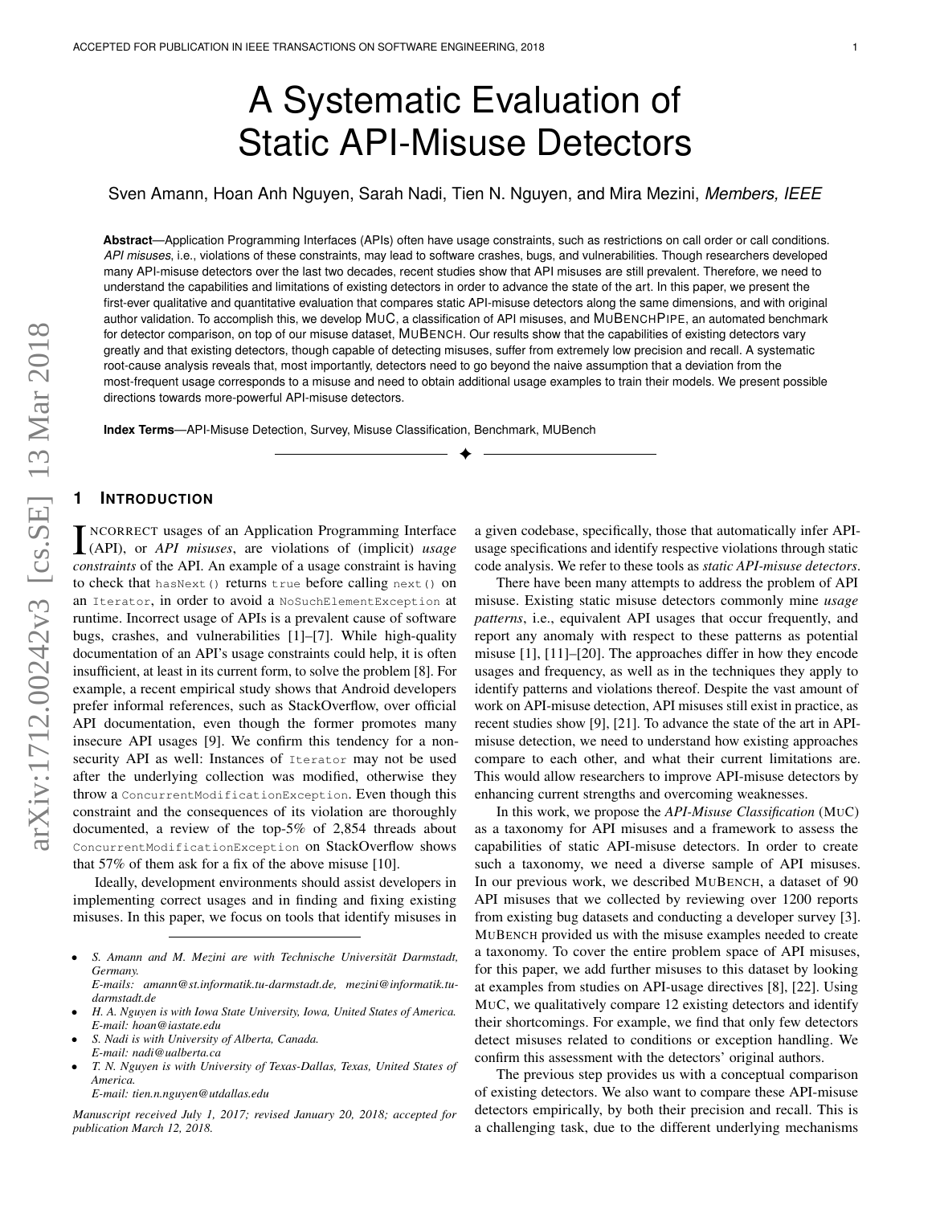# A Systematic Evaluation of Static API-Misuse Detectors

Sven Amann, Hoan Anh Nguyen, Sarah Nadi, Tien N. Nguyen, and Mira Mezini, *Members, IEEE*

**Abstract**—Application Programming Interfaces (APIs) often have usage constraints, such as restrictions on call order or call conditions. *API misuses*, i.e., violations of these constraints, may lead to software crashes, bugs, and vulnerabilities. Though researchers developed many API-misuse detectors over the last two decades, recent studies show that API misuses are still prevalent. Therefore, we need to understand the capabilities and limitations of existing detectors in order to advance the state of the art. In this paper, we present the first-ever qualitative and quantitative evaluation that compares static API-misuse detectors along the same dimensions, and with original author validation. To accomplish this, we develop MuC, a classification of API misuses, and MuBenchPipe, an automated benchmark for detector comparison, on top of our misuse dataset, MuBench. Our results show that the capabilities of existing detectors vary greatly and that existing detectors, though capable of detecting misuses, suffer from extremely low precision and recall. A systematic root-cause analysis reveals that, most importantly, detectors need to go beyond the naive assumption that a deviation from the most-frequent usage corresponds to a misuse and need to obtain additional usage examples to train their models. We present possible directions towards more-powerful API-misuse detectors.

**Index Terms**—API-Misuse Detection, Survey, Misuse Classification, Benchmark, MUBench

## 1 Introduction

Incorrect usages of an Application Programming Interface (API), or *API misuses*, are violations of (implicit) *usage constraints* of the API. An example of a usage constraint is having to check that `hasNext()` returns `true` before calling `next()` on an `Iterator`, in order to avoid a `NoSuchElementException` at runtime. Incorrect usage of APIs is a prevalent cause of software bugs, crashes, and vulnerabilities [1]–[7]. While high-quality documentation of an API's usage constraints could help, it is often insufficient, at least in its current form, to solve the problem [8]. For example, a recent empirical study shows that Android developers prefer informal references, such as StackOverflow, over official API documentation, even though the former promotes many insecure API usages [9]. We confirm this tendency for a non-security API as well: Instances of `Iterator` may not be used after the underlying collection was modified, otherwise they throw a `ConcurrentModificationException`. Even though this constraint and the consequences of its violation are thoroughly documented, a review of the top-5% of 2,854 threads about `ConcurrentModificationException` on StackOverflow shows that 57% of them ask for a fix of the above misuse [10].

Ideally, development environments should assist developers in implementing correct usages and in finding and fixing existing misuses. In this paper, we focus on tools that identify misuses in a given codebase, specifically, those that automatically infer API-usage specifications and identify respective violations through static code analysis. We refer to these tools as *static API-misuse detectors*.

There have been many attempts to address the problem of API misuse. Existing static misuse detectors commonly mine *usage patterns*, i.e., equivalent API usages that occur frequently, and report any anomaly with respect to these patterns as potential misuse [1], [11]–[20]. The approaches differ in how they encode usages and frequency, as well as in the techniques they apply to identify patterns and violations thereof. Despite the vast amount of work on API-misuse detection, API misuses still exist in practice, as recent studies show [9], [21]. To advance the state of the art in API-misuse detection, we need to understand how existing approaches compare to each other, and what their current limitations are. This would allow researchers to improve API-misuse detectors by enhancing current strengths and overcoming weaknesses.

In this work, we propose the *API-Misuse Classification* (MuC) as a taxonomy for API misuses and a framework to assess the capabilities of static API-misuse detectors. In order to create such a taxonomy, we need a diverse sample of API misuses. In our previous work, we described MuBench, a dataset of 90 API misuses that we collected by reviewing over 1200 reports from existing bug datasets and conducting a developer survey [3]. MuBench provided us with the misuse examples needed to create a taxonomy. To cover the entire problem space of API misuses, for this paper, we add further misuses to this dataset by looking at examples from studies on API-usage directives [8], [22]. Using MuC, we qualitatively compare 12 existing detectors and identify their shortcomings. For example, we find that only few detectors detect misuses related to conditions or exception handling. We confirm this assessment with the detectors' original authors.

The previous step provides us with a conceptual comparison of existing detectors. We also want to compare these API-misuse detectors empirically, by both their precision and recall. This is a challenging task, due to the different underlying mechanisms

- *S. Amann and M. Mezini are with Technische Universität Darmstadt, Germany.*
  *E-mails: amann@st.informatik.tu-darmstadt.de, mezini@informatik.tu-darmstadt.de*
- *H. A. Nguyen is with Iowa State University, Iowa, United States of America.*
  *E-mail: hoan@iastate.edu*
- *S. Nadi is with University of Alberta, Canada.*
  *E-mail: nadi@ualberta.ca*
- *T. N. Nguyen is with University of Texas-Dallas, Texas, United States of America.*
  *E-mail: tien.n.nguyen@utdallas.edu*

*Manuscript received July 1, 2017; revised January 20, 2018; accepted for publication March 12, 2018.*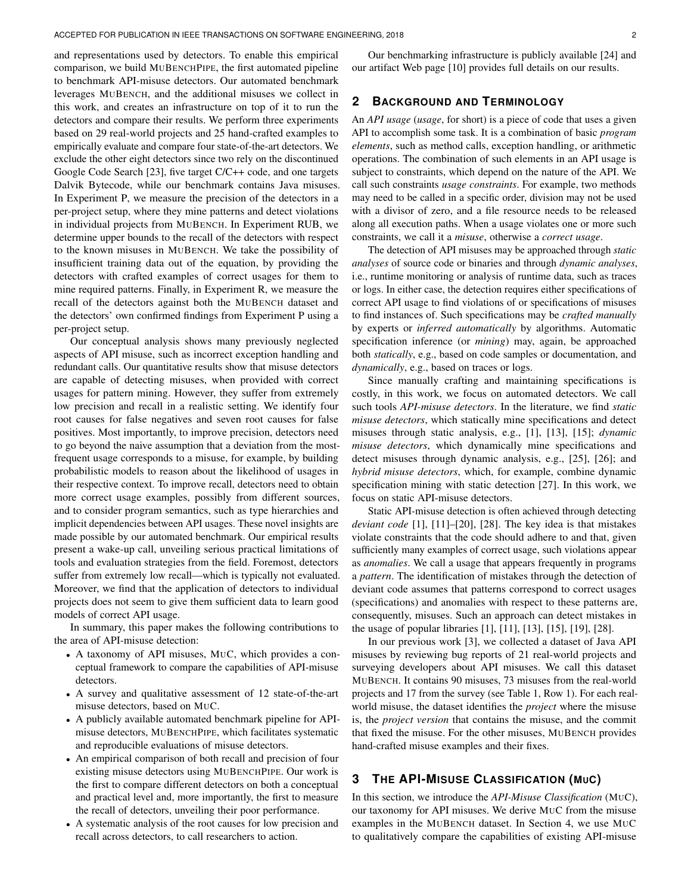and representations used by detectors. To enable this empirical comparison, we build MuBenchPipe, the first automated pipeline to benchmark API-misuse detectors. Our automated benchmark leverages MuBench, and the additional misuses we collect in this work, and creates an infrastructure on top of it to run the detectors and compare their results. We perform three experiments based on 29 real-world projects and 25 hand-crafted examples to empirically evaluate and compare four state-of-the-art detectors. We exclude the other eight detectors since two rely on the discontinued Google Code Search [23], five target C/C++ code, and one targets Dalvik Bytecode, while our benchmark contains Java misuses. In Experiment P, we measure the precision of the detectors in a per-project setup, where they mine patterns and detect violations in individual projects from MuBench. In Experiment RUB, we determine upper bounds to the recall of the detectors with respect to the known misuses in MuBench. We take the possibility of insufficient training data out of the equation, by providing the detectors with crafted examples of correct usages for them to mine required patterns. Finally, in Experiment R, we measure the recall of the detectors against both the MuBench dataset and the detectors' own confirmed findings from Experiment P using a per-project setup.

Our conceptual analysis shows many previously neglected aspects of API misuse, such as incorrect exception handling and redundant calls. Our quantitative results show that misuse detectors are capable of detecting misuses, when provided with correct usages for pattern mining. However, they suffer from extremely low precision and recall in a realistic setting. We identify four root causes for false negatives and seven root causes for false positives. Most importantly, to improve precision, detectors need to go beyond the naive assumption that a deviation from the most-frequent usage corresponds to a misuse, for example, by building probabilistic models to reason about the likelihood of usages in their respective context. To improve recall, detectors need to obtain more correct usage examples, possibly from different sources, and to consider program semantics, such as type hierarchies and implicit dependencies between API usages. These novel insights are made possible by our automated benchmark. Our empirical results present a wake-up call, unveiling serious practical limitations of tools and evaluation strategies from the field. Foremost, detectors suffer from extremely low recall—which is typically not evaluated. Moreover, we find that the application of detectors to individual projects does not seem to give them sufficient data to learn good models of correct API usage.

In summary, this paper makes the following contributions to the area of API-misuse detection:

- A taxonomy of API misuses, MuC, which provides a conceptual framework to compare the capabilities of API-misuse detectors.
- A survey and qualitative assessment of 12 state-of-the-art misuse detectors, based on MuC.
- A publicly available automated benchmark pipeline for API-misuse detectors, MuBenchPipe, which facilitates systematic and reproducible evaluations of misuse detectors.
- An empirical comparison of both recall and precision of four existing misuse detectors using MuBenchPipe. Our work is the first to compare different detectors on both a conceptual and practical level and, more importantly, the first to measure the recall of detectors, unveiling their poor performance.
- A systematic analysis of the root causes for low precision and recall across detectors, to call researchers to action.

Our benchmarking infrastructure is publicly available [24] and our artifact Web page [10] provides full details on our results.

## 2 Background and Terminology

An *API usage* (*usage*, for short) is a piece of code that uses a given API to accomplish some task. It is a combination of basic *program elements*, such as method calls, exception handling, or arithmetic operations. The combination of such elements in an API usage is subject to constraints, which depend on the nature of the API. We call such constraints *usage constraints*. For example, two methods may need to be called in a specific order, division may not be used with a divisor of zero, and a file resource needs to be released along all execution paths. When a usage violates one or more such constraints, we call it a *misuse*, otherwise a *correct usage*.

The detection of API misuses may be approached through *static analyses* of source code or binaries and through *dynamic analyses*, i.e., runtime monitoring or analysis of runtime data, such as traces or logs. In either case, the detection requires either specifications of correct API usage to find violations of or specifications of misuses to find instances of. Such specifications may be *crafted manually* by experts or *inferred automatically* by algorithms. Automatic specification inference (or *mining*) may, again, be approached both *statically*, e.g., based on code samples or documentation, and *dynamically*, e.g., based on traces or logs.

Since manually crafting and maintaining specifications is costly, in this work, we focus on automated detectors. We call such tools *API-misuse detectors*. In the literature, we find *static misuse detectors*, which statically mine specifications and detect misuses through static analysis, e.g., [1], [13], [15]; *dynamic misuse detectors*, which dynamically mine specifications and detect misuses through dynamic analysis, e.g., [25], [26]; and *hybrid misuse detectors*, which, for example, combine dynamic specification mining with static detection [27]. In this work, we focus on static API-misuse detectors.

Static API-misuse detection is often achieved through detecting *deviant code* [1], [11]–[20], [28]. The key idea is that mistakes violate constraints that the code should adhere to and that, given sufficiently many examples of correct usage, such violations appear as *anomalies*. We call a usage that appears frequently in programs a *pattern*. The identification of mistakes through the detection of deviant code assumes that patterns correspond to correct usages (specifications) and anomalies with respect to these patterns are, consequently, misuses. Such an approach can detect mistakes in the usage of popular libraries [1], [11], [13], [15], [19], [28].

In our previous work [3], we collected a dataset of Java API misuses by reviewing bug reports of 21 real-world projects and surveying developers about API misuses. We call this dataset MuBench. It contains 90 misuses, 73 misuses from the real-world projects and 17 from the survey (see Table 1, Row 1). For each real-world misuse, the dataset identifies the *project* where the misuse is, the *project version* that contains the misuse, and the commit that fixed the misuse. For the other misuses, MuBench provides hand-crafted misuse examples and their fixes.

## 3 The API-Misuse Classification (MuC)

In this section, we introduce the *API-Misuse Classification* (MuC), our taxonomy for API misuses. We derive MuC from the misuse examples in the MuBench dataset. In Section 4, we use MuC to qualitatively compare the capabilities of existing API-misuse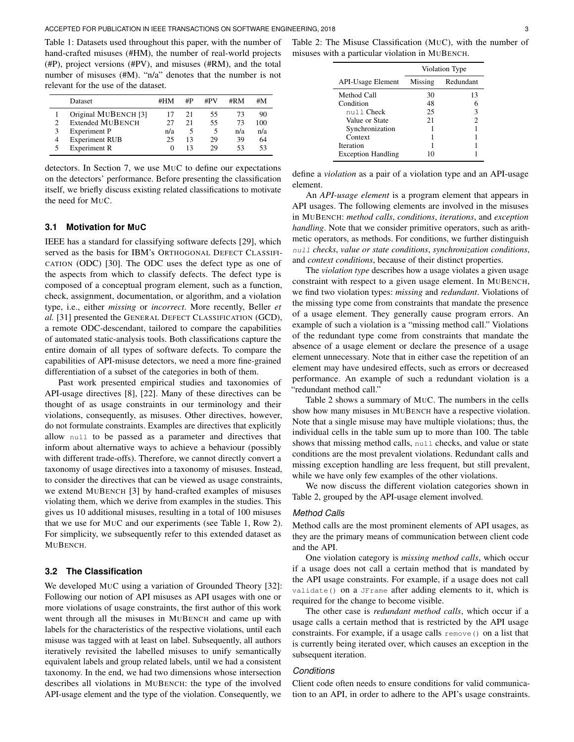Table 1: Datasets used throughout this paper, with the number of hand-crafted misuses (#HM), the number of real-world projects (#P), project versions (#PV), and misuses (#RM), and the total number of misuses (#M). "n/a" denotes that the number is not relevant for the use of the dataset.

| | Dataset | #HM | #P | #PV | #RM | #M |
|---|---|---|---|---|---|---|
| 1 | Original MuBench [3] | 17 | 21 | 55 | 73 | 90 |
| 2 | Extended MuBench | 27 | 21 | 55 | 73 | 100 |
| 3 | Experiment P | n/a | 5 | 5 | n/a | n/a |
| 4 | Experiment RUB | 25 | 13 | 29 | 39 | 64 |
| 5 | Experiment R | 0 | 13 | 29 | 53 | 53 |

detectors. In Section 7, we use MuC to define our expectations on the detectors' performance. Before presenting the classification itself, we briefly discuss existing related classifications to motivate the need for MuC.

### 3.1 Motivation for MuC

IEEE has a standard for classifying software defects [29], which served as the basis for IBM's Orthogonal Defect Classification (ODC) [30]. The ODC uses the defect type as one of the aspects from which to classify defects. The defect type is composed of a conceptual program element, such as a function, check, assignment, documentation, or algorithm, and a violation type, i.e., either *missing* or *incorrect*. More recently, Beller *et al.* [31] presented the General Defect Classification (GCD), a remote ODC-descendant, tailored to compare the capabilities of automated static-analysis tools. Both classifications capture the entire domain of all types of software defects. To compare the capabilities of API-misuse detectors, we need a more fine-grained differentiation of a subset of the categories in both of them.

Past work presented empirical studies and taxonomies of API-usage directives [8], [22]. Many of these directives can be thought of as usage constraints in our terminology and their violations, consequently, as misuses. Other directives, however, do not formulate constraints. Examples are directives that explicitly allow `null` to be passed as a parameter and directives that inform about alternative ways to achieve a behaviour (possibly with different trade-offs). Therefore, we cannot directly convert a taxonomy of usage directives into a taxonomy of misuses. Instead, to consider the directives that can be viewed as usage constraints, we extend MuBench [3] by hand-crafted examples of misuses violating them, which we derive from examples in the studies. This gives us 10 additional misuses, resulting in a total of 100 misuses that we use for MuC and our experiments (see Table 1, Row 2). For simplicity, we subsequently refer to this extended dataset as MuBench.

### 3.2 The Classification

We developed MuC using a variation of Grounded Theory [32]: Following our notion of API misuses as API usages with one or more violations of usage constraints, the first author of this work went through all the misuses in MuBench and came up with labels for the characteristics of the respective violations, until each misuse was tagged with at least on label. Subsequently, all authors iteratively revisited the labelled misuses to unify semantically equivalent labels and group related labels, until we had a consistent taxonomy. In the end, we had two dimensions whose intersection describes all violations in MuBench: the type of the involved API-usage element and the type of the violation. Consequently, we define a *violation* as a pair of a violation type and an API-usage element.

Table 2: The Misuse Classification (MuC), with the number of misuses with a particular violation in MuBench.

| | Violation Type | |
|---|---|---|
| API-Usage Element | Missing | Redundant |
| Method Call | 30 | 13 |
| Condition | 48 | 6 |
| `null` Check | 25 | 3 |
| Value or State | 21 | 2 |
| Synchronization | 1 | 1 |
| Context | 1 | 1 |
| Iteration | 1 | 1 |
| Exception Handling | 10 | 1 |

An *API-usage element* is a program element that appears in API usages. The following elements are involved in the misuses in MuBench: *method calls*, *conditions*, *iterations*, and *exception handling*. Note that we consider primitive operators, such as arithmetic operators, as methods. For conditions, we further distinguish *`null` checks*, *value or state conditions*, *synchronization conditions*, and *context conditions*, because of their distinct properties.

The *violation type* describes how a usage violates a given usage constraint with respect to a given usage element. In MuBench, we find two violation types: *missing* and *redundant*. Violations of the missing type come from constraints that mandate the presence of a usage element. They generally cause program errors. An example of such a violation is a "missing method call." Violations of the redundant type come from constraints that mandate the absence of a usage element or declare the presence of a usage element unnecessary. Note that in either case the repetition of an element may have undesired effects, such as errors or decreased performance. An example of such a redundant violation is a "redundant method call."

Table 2 shows a summary of MuC. The numbers in the cells show how many misuses in MuBench have a respective violation. Note that a single misuse may have multiple violations; thus, the individual cells in the table sum up to more than 100. The table shows that missing method calls, `null` checks, and value or state conditions are the most prevalent violations. Redundant calls and missing exception handling are less frequent, but still prevalent, while we have only few examples of the other violations.

We now discuss the different violation categories shown in Table 2, grouped by the API-usage element involved.

#### *Method Calls*

Method calls are the most prominent elements of API usages, as they are the primary means of communication between client code and the API.

One violation category is *missing method calls*, which occur if a usage does not call a certain method that is mandated by the API usage constraints. For example, if a usage does not call `validate()` on a `JFrame` after adding elements to it, which is required for the change to become visible.

The other case is *redundant method calls*, which occur if a usage calls a certain method that is restricted by the API usage constraints. For example, if a usage calls `remove()` on a list that is currently being iterated over, which causes an exception in the subsequent iteration.

#### *Conditions*

Client code often needs to ensure conditions for valid communication to an API, in order to adhere to the API's usage constraints.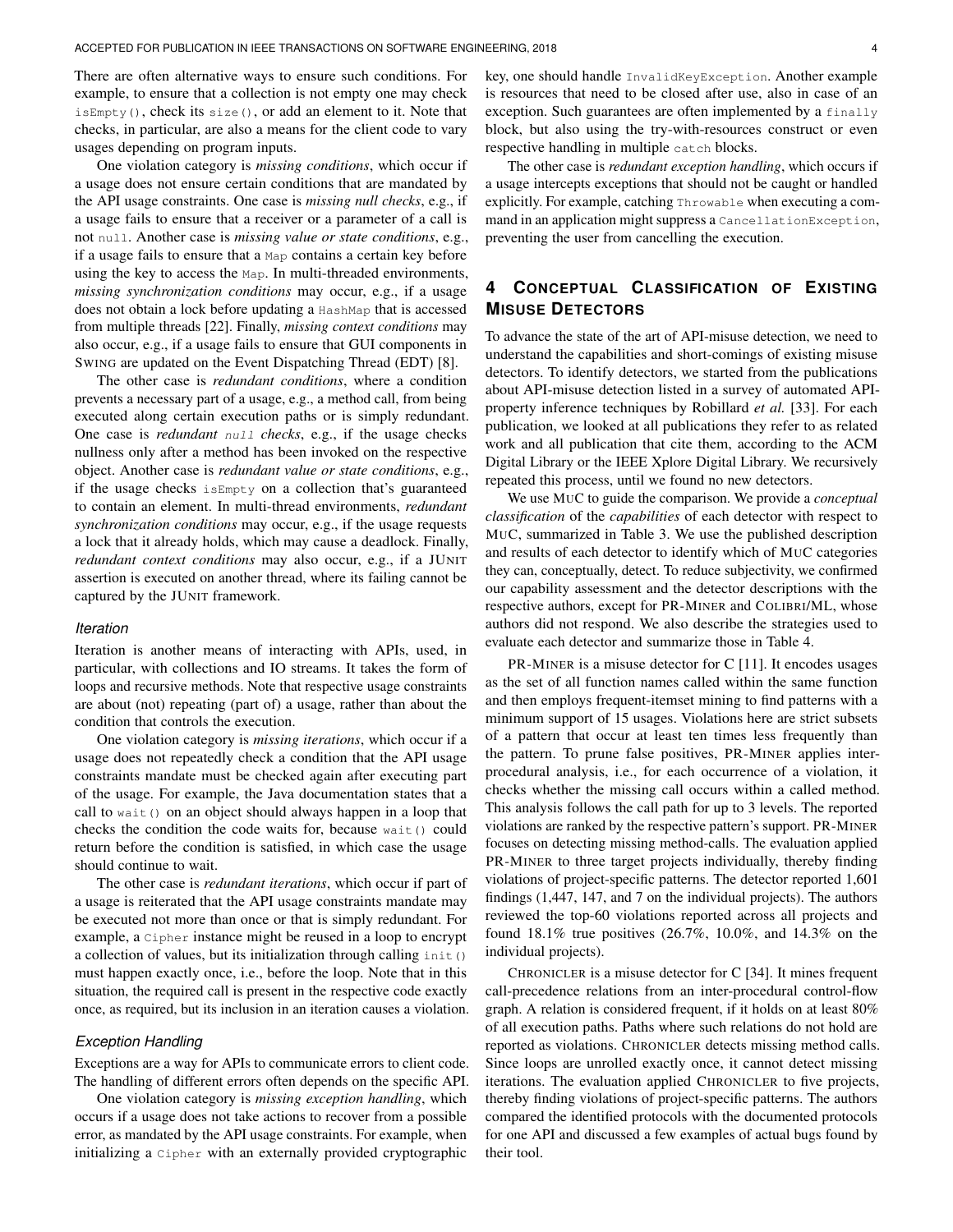There are often alternative ways to ensure such conditions. For example, to ensure that a collection is not empty one may check `isEmpty()`, check its `size()`, or add an element to it. Note that checks, in particular, are also a means for the client code to vary usages depending on program inputs.

One violation category is *missing conditions*, which occur if a usage does not ensure certain conditions that are mandated by the API usage constraints. One case is *missing null checks*, e.g., if a usage fails to ensure that a receiver or a parameter of a call is not `null`. Another case is *missing value or state conditions*, e.g., if a usage fails to ensure that a `Map` contains a certain key before using the key to access the `Map`. In multi-threaded environments, *missing synchronization conditions* may occur, e.g., if a usage does not obtain a lock before updating a `HashMap` that is accessed from multiple threads [22]. Finally, *missing context conditions* may also occur, e.g., if a usage fails to ensure that GUI components in SWING are updated on the Event Dispatching Thread (EDT) [8].

The other case is *redundant conditions*, where a condition prevents a necessary part of a usage, e.g., a method call, from being executed along certain execution paths or is simply redundant. One case is *redundant `null` checks*, e.g., if the usage checks nullness only after a method has been invoked on the respective object. Another case is *redundant value or state conditions*, e.g., if the usage checks `isEmpty` on a collection that's guaranteed to contain an element. In multi-thread environments, *redundant synchronization conditions* may occur, e.g., if the usage requests a lock that it already holds, which may cause a deadlock. Finally, *redundant context conditions* may also occur, e.g., if a JUNIT assertion is executed on another thread, where its failing cannot be captured by the JUNIT framework.

### *Iteration*

Iteration is another means of interacting with APIs, used, in particular, with collections and IO streams. It takes the form of loops and recursive methods. Note that respective usage constraints are about (not) repeating (part of) a usage, rather than about the condition that controls the execution.

One violation category is *missing iterations*, which occur if a usage does not repeatedly check a condition that the API usage constraints mandate must be checked again after executing part of the usage. For example, the Java documentation states that a call to `wait()` on an object should always happen in a loop that checks the condition the code waits for, because `wait()` could return before the condition is satisfied, in which case the usage should continue to wait.

The other case is *redundant iterations*, which occur if part of a usage is reiterated that the API usage constraints mandate may be executed not more than once or that is simply redundant. For example, a `Cipher` instance might be reused in a loop to encrypt a collection of values, but its initialization through calling `init()` must happen exactly once, i.e., before the loop. Note that in this situation, the required call is present in the respective code exactly once, as required, but its inclusion in an iteration causes a violation.

### *Exception Handling*

Exceptions are a way for APIs to communicate errors to client code. The handling of different errors often depends on the specific API.

One violation category is *missing exception handling*, which occurs if a usage does not take actions to recover from a possible error, as mandated by the API usage constraints. For example, when initializing a `Cipher` with an externally provided cryptographic key, one should handle `InvalidKeyException`. Another example is resources that need to be closed after use, also in case of an exception. Such guarantees are often implemented by a `finally` block, but also using the try-with-resources construct or even respective handling in multiple `catch` blocks.

The other case is *redundant exception handling*, which occurs if a usage intercepts exceptions that should not be caught or handled explicitly. For example, catching `Throwable` when executing a command in an application might suppress a `CancellationException`, preventing the user from cancelling the execution.

## 4 Conceptual Classification of Existing Misuse Detectors

To advance the state of the art of API-misuse detection, we need to understand the capabilities and short-comings of existing misuse detectors. To identify detectors, we started from the publications about API-misuse detection listed in a survey of automated API-property inference techniques by Robillard *et al.* [33]. For each publication, we looked at all publications they refer to as related work and all publication that cite them, according to the ACM Digital Library or the IEEE Xplore Digital Library. We recursively repeated this process, until we found no new detectors.

We use MUC to guide the comparison. We provide a *conceptual classification* of the *capabilities* of each detector with respect to MUC, summarized in Table 3. We use the published description and results of each detector to identify which of MUC categories they can, conceptually, detect. To reduce subjectivity, we confirmed our capability assessment and the detector descriptions with the respective authors, except for PR-MINER and COLIBRI/ML, whose authors did not respond. We also describe the strategies used to evaluate each detector and summarize those in Table 4.

PR-MINER is a misuse detector for C [11]. It encodes usages as the set of all function names called within the same function and then employs frequent-itemset mining to find patterns with a minimum support of 15 usages. Violations here are strict subsets of a pattern that occur at least ten times less frequently than the pattern. To prune false positives, PR-MINER applies inter-procedural analysis, i.e., for each occurrence of a violation, it checks whether the missing call occurs within a called method. This analysis follows the call path for up to 3 levels. The reported violations are ranked by the respective pattern's support. PR-MINER focuses on detecting missing method-calls. The evaluation applied PR-MINER to three target projects individually, thereby finding violations of project-specific patterns. The detector reported 1,601 findings (1,447, 147, and 7 on the individual projects). The authors reviewed the top-60 violations reported across all projects and found 18.1% true positives (26.7%, 10.0%, and 14.3% on the individual projects).

CHRONICLER is a misuse detector for C [34]. It mines frequent call-precedence relations from an inter-procedural control-flow graph. A relation is considered frequent, if it holds on at least 80% of all execution paths. Paths where such relations do not hold are reported as violations. CHRONICLER detects missing method calls. Since loops are unrolled exactly once, it cannot detect missing iterations. The evaluation applied CHRONICLER to five projects, thereby finding violations of project-specific patterns. The authors compared the identified protocols with the documented protocols for one API and discussed a few examples of actual bugs found by their tool.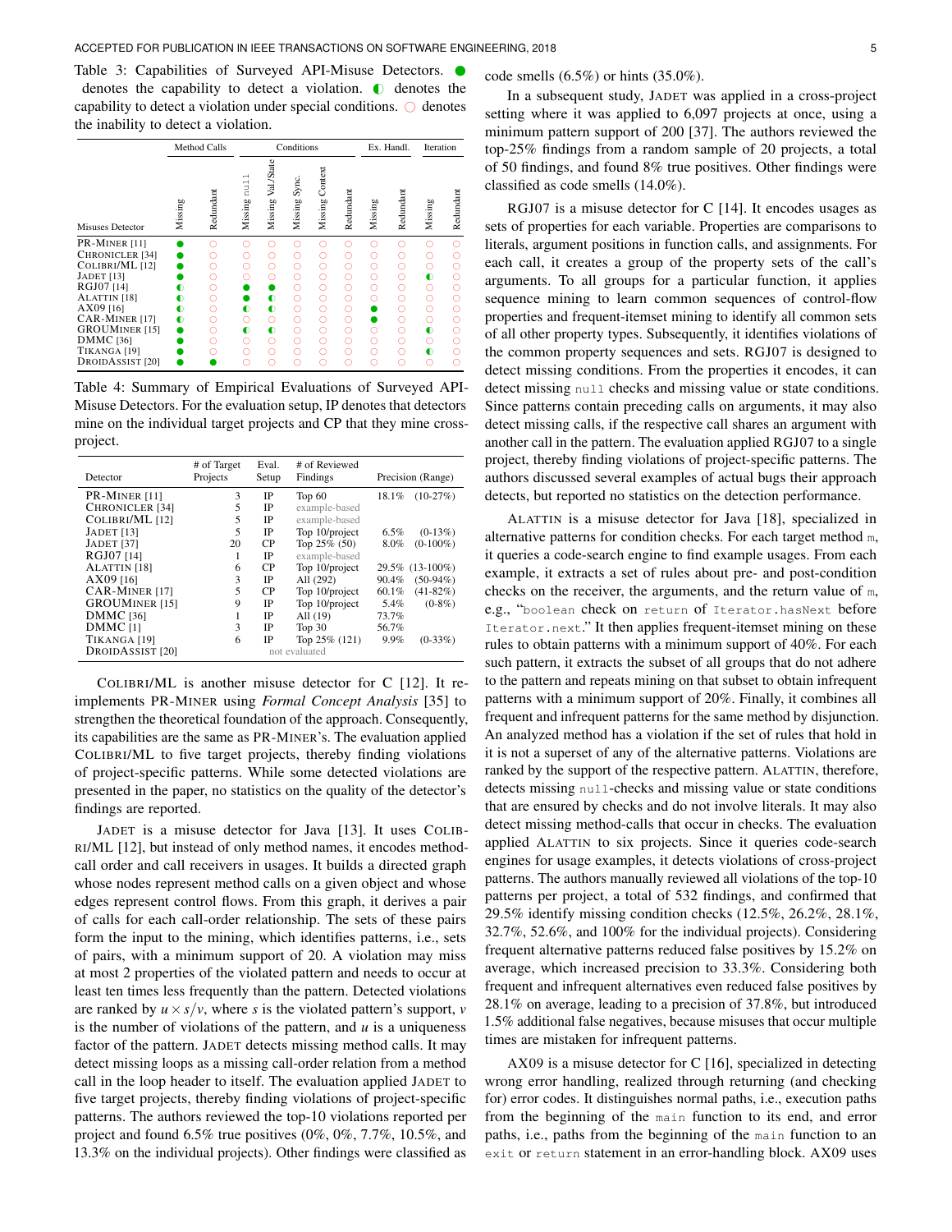Table 3: Capabilities of Surveyed API-Misuse Detectors. ● denotes the capability to detect a violation. ◐ denotes the capability to detect a violation under special conditions. ○ denotes the inability to detect a violation.

| | Method Calls | | Conditions | | | | | Ex. Handl. | | Iteration | |
|---|---|---|---|---|---|---|---|---|---|---|---|
| Misuses Detector | Missing | Redundant | Missing `null` | Missing Val./State | Missing Sync. | Missing Context | Redundant | Missing | Redundant | Missing | Redundant |
| PR-Miner [11] | ● | ○ | ○ | ○ | ○ | ○ | ○ | ○ | ○ | ○ | ○ |
| Chronicler [34] | ● | ○ | ○ | ○ | ○ | ○ | ○ | ○ | ○ | ○ | ○ |
| Colibri/ML [12] | ● | ○ | ○ | ○ | ○ | ○ | ○ | ○ | ○ | ○ | ○ |
| Jadet [13] | ● | ○ | ○ | ○ | ○ | ○ | ○ | ○ | ○ | ◐ | ○ |
| RGJ07 [14] | ◐ | ○ | ● | ● | ○ | ○ | ○ | ○ | ○ | ○ | ○ |
| Alattin [18] | ◐ | ○ | ● | ◐ | ○ | ○ | ○ | ○ | ○ | ○ | ○ |
| AX09 [16] | ◐ | ○ | ◐ | ◐ | ○ | ○ | ○ | ● | ○ | ○ | ○ |
| CAR-Miner [17] | ◐ | ○ | ○ | ○ | ○ | ○ | ○ | ● | ○ | ○ | ○ |
| GrouMiner [15] | ● | ○ | ◐ | ◐ | ○ | ○ | ○ | ○ | ○ | ◐ | ○ |
| DMMC [36] | ● | ○ | ○ | ○ | ○ | ○ | ○ | ○ | ○ | ○ | ○ |
| Tikanga [19] | ● | ○ | ○ | ○ | ○ | ○ | ○ | ○ | ○ | ◐ | ○ |
| DroidAssist [20] | ● | ● | ○ | ○ | ○ | ○ | ○ | ○ | ○ | ○ | ○ |

Table 4: Summary of Empirical Evaluations of Surveyed API-Misuse Detectors. For the evaluation setup, IP denotes that detectors mine on the individual target projects and CP that they mine cross-project.

| Detector | # of Target Projects | Eval. Setup | # of Reviewed Findings | Precision | (Range) |
|---|---|---|---|---|---|
| PR-Miner [11] | 3 | IP | Top 60 | 18.1% | (10-27%) |
| Chronicler [34] | 5 | IP | example-based | | |
| Colibri/ML [12] | 5 | IP | example-based | | |
| Jadet [13] | 5 | IP | Top 10/project | 6.5% | (0-13%) |
| Jadet [37] | 20 | CP | Top 25% (50) | 8.0% | (0-100%) |
| RGJ07 [14] | 1 | IP | example-based | | |
| Alattin [18] | 6 | CP | Top 10/project | 29.5% | (13-100%) |
| AX09 [16] | 3 | IP | All (292) | 90.4% | (50-94%) |
| CAR-Miner [17] | 5 | CP | Top 10/project | 60.1% | (41-82%) |
| GrouMiner [15] | 9 | IP | Top 10/project | 5.4% | (0-8%) |
| DMMC [36] | 1 | IP | All (19) | 73.7% | |
| DMMC [1] | 3 | IP | Top 30 | 56.7% | |
| Tikanga [19] | 6 | IP | Top 25% (121) | 9.9% | (0-33%) |
| DroidAssist [20] | | | not evaluated | | |

Colibri/ML is another misuse detector for C [12]. It re-implements PR-Miner using *Formal Concept Analysis* [35] to strengthen the theoretical foundation of the approach. Consequently, its capabilities are the same as PR-Miner's. The evaluation applied Colibri/ML to five target projects, thereby finding violations of project-specific patterns. While some detected violations are presented in the paper, no statistics on the quality of the detector's findings are reported.

Jadet is a misuse detector for Java [13]. It uses Colibri/ML [12], but instead of only method names, it encodes method-call order and call receivers in usages. It builds a directed graph whose nodes represent method calls on a given object and whose edges represent control flows. From this graph, it derives a pair of calls for each call-order relationship. The sets of these pairs form the input to the mining, which identifies patterns, i.e., sets of pairs, with a minimum support of 20. A violation may miss at most 2 properties of the violated pattern and needs to occur at least ten times less frequently than the pattern. Detected violations are ranked by $u \times s/v$, where $s$ is the violated pattern's support, $v$ is the number of violations of the pattern, and $u$ is a uniqueness factor of the pattern. Jadet detects missing method calls. It may detect missing loops as a missing call-order relation from a method call in the loop header to itself. The evaluation applied Jadet to five target projects, thereby finding violations of project-specific patterns. The authors reviewed the top-10 violations reported per project and found 6.5% true positives (0%, 0%, 7.7%, 10.5%, and 13.3% on the individual projects). Other findings were classified as code smells (6.5%) or hints (35.0%).

In a subsequent study, Jadet was applied in a cross-project setting where it was applied to 6,097 projects at once, using a minimum pattern support of 200 [37]. The authors reviewed the top-25% findings from a random sample of 20 projects, a total of 50 findings, and found 8% true positives. Other findings were classified as code smells (14.0%).

RGJ07 is a misuse detector for C [14]. It encodes usages as sets of properties for each variable. Properties are comparisons to literals, argument positions in function calls, and assignments. For each call, it creates a group of the property sets of the call's arguments. To all groups for a particular function, it applies sequence mining to learn common sequences of control-flow properties and frequent-itemset mining to identify all common sets of all other property types. Subsequently, it identifies violations of the common property sequences and sets. RGJ07 is designed to detect missing conditions. From the properties it encodes, it can detect missing `null` checks and missing value or state conditions. Since patterns contain preceding calls on arguments, it may also detect missing calls, if the respective call shares an argument with another call in the pattern. The evaluation applied RGJ07 to a single project, thereby finding violations of project-specific patterns. The authors discussed several examples of actual bugs their approach detects, but reported no statistics on the detection performance.

Alattin is a misuse detector for Java [18], specialized in alternative patterns for condition checks. For each target method `m`, it queries a code-search engine to find example usages. From each example, it extracts a set of rules about pre- and post-condition checks on the receiver, the arguments, and the return value of `m`, e.g., "`boolean` check on `return` of `Iterator.hasNext` before `Iterator.next`." It then applies frequent-itemset mining on these rules to obtain patterns with a minimum support of 40%. For each such pattern, it extracts the subset of all groups that do not adhere to the pattern and repeats mining on that subset to obtain infrequent patterns with a minimum support of 20%. Finally, it combines all frequent and infrequent patterns for the same method by disjunction. An analyzed method has a violation if the set of rules that hold in it is not a superset of any of the alternative patterns. Violations are ranked by the support of the respective pattern. Alattin, therefore, detects missing `null`-checks and missing value or state conditions that are ensured by checks and do not involve literals. It may also detect missing method-calls that occur in checks. The evaluation applied Alattin to six projects. Since it queries code-search engines for usage examples, it detects violations of cross-project patterns. The authors manually reviewed all violations of the top-10 patterns per project, a total of 532 findings, and confirmed that 29.5% identify missing condition checks (12.5%, 26.2%, 28.1%, 32.7%, 52.6%, and 100% for the individual projects). Considering frequent alternative patterns reduced false positives by 15.2% on average, which increased precision to 33.3%. Considering both frequent and infrequent alternatives even reduced false positives by 28.1% on average, leading to a precision of 37.8%, but introduced 1.5% additional false negatives, because misuses that occur multiple times are mistaken for infrequent patterns.

AX09 is a misuse detector for C [16], specialized in detecting wrong error handling, realized through returning (and checking for) error codes. It distinguishes normal paths, i.e., execution paths from the beginning of the `main` function to its end, and error paths, i.e., paths from the beginning of the `main` function to an `exit` or `return` statement in an error-handling block. AX09 uses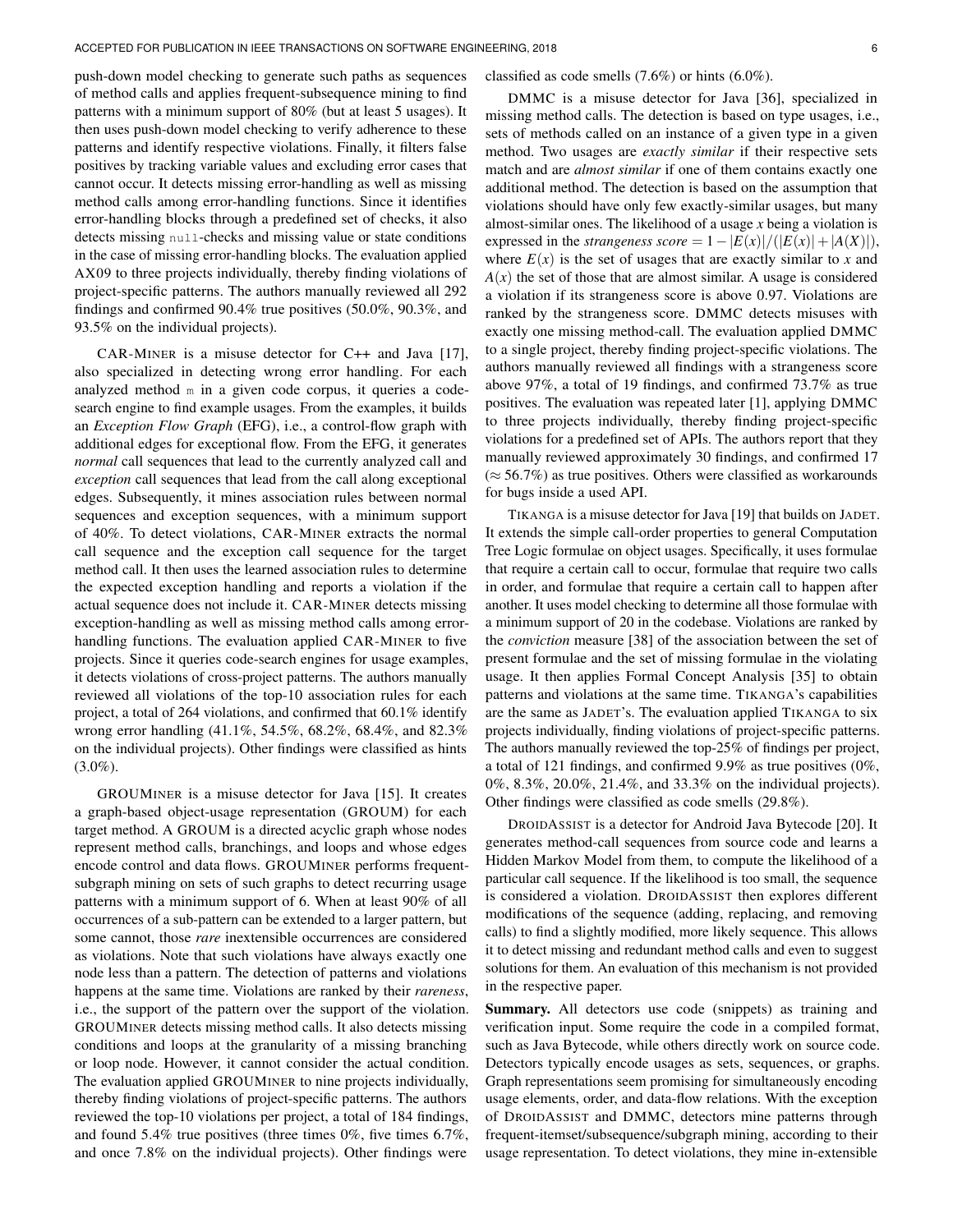push-down model checking to generate such paths as sequences of method calls and applies frequent-subsequence mining to find patterns with a minimum support of 80% (but at least 5 usages). It then uses push-down model checking to verify adherence to these patterns and identify respective violations. Finally, it filters false positives by tracking variable values and excluding error cases that cannot occur. It detects missing error-handling as well as missing method calls among error-handling functions. Since it identifies error-handling blocks through a predefined set of checks, it also detects missing `null`-checks and missing value or state conditions in the case of missing error-handling blocks. The evaluation applied AX09 to three projects individually, thereby finding violations of project-specific patterns. The authors manually reviewed all 292 findings and confirmed 90.4% true positives (50.0%, 90.3%, and 93.5% on the individual projects).

CAR-MINER is a misuse detector for C++ and Java [17], also specialized in detecting wrong error handling. For each analyzed method `m` in a given code corpus, it queries a code-search engine to find example usages. From the examples, it builds an *Exception Flow Graph* (EFG), i.e., a control-flow graph with additional edges for exceptional flow. From the EFG, it generates *normal* call sequences that lead to the currently analyzed call and *exception* call sequences that lead from the call along exceptional edges. Subsequently, it mines association rules between normal sequences and exception sequences, with a minimum support of 40%. To detect violations, CAR-MINER extracts the normal call sequence and the exception call sequence for the target method call. It then uses the learned association rules to determine the expected exception handling and reports a violation if the actual sequence does not include it. CAR-MINER detects missing exception-handling as well as missing method calls among error-handling functions. The evaluation applied CAR-MINER to five projects. Since it queries code-search engines for usage examples, it detects violations of cross-project patterns. The authors manually reviewed all violations of the top-10 association rules for each project, a total of 264 violations, and confirmed that 60.1% identify wrong error handling (41.1%, 54.5%, 68.2%, 68.4%, and 82.3% on the individual projects). Other findings were classified as hints (3.0%).

GROUMINER is a misuse detector for Java [15]. It creates a graph-based object-usage representation (GROUM) for each target method. A GROUM is a directed acyclic graph whose nodes represent method calls, branchings, and loops and whose edges encode control and data flows. GROUMINER performs frequent-subgraph mining on sets of such graphs to detect recurring usage patterns with a minimum support of 6. When at least 90% of all occurrences of a sub-pattern can be extended to a larger pattern, but some cannot, those *rare* inextensible occurrences are considered as violations. Note that such violations have always exactly one node less than a pattern. The detection of patterns and violations happens at the same time. Violations are ranked by their *rareness*, i.e., the support of the pattern over the support of the violation. GROUMINER detects missing method calls. It also detects missing conditions and loops at the granularity of a missing branching or loop node. However, it cannot consider the actual condition. The evaluation applied GROUMINER to nine projects individually, thereby finding violations of project-specific patterns. The authors reviewed the top-10 violations per project, a total of 184 findings, and found 5.4% true positives (three times 0%, five times 6.7%, and once 7.8% on the individual projects). Other findings were classified as code smells (7.6%) or hints (6.0%).

DMMC is a misuse detector for Java [36], specialized in missing method calls. The detection is based on type usages, i.e., sets of methods called on an instance of a given type in a given method. Two usages are *exactly similar* if their respective sets match and are *almost similar* if one of them contains exactly one additional method. The detection is based on the assumption that violations should have only few exactly-similar usages, but many almost-similar ones. The likelihood of a usage $x$ being a violation is expressed in the *strangeness score* $= 1 - |E(x)|/(|E(x)| + |A(X)|)$, where $E(x)$ is the set of usages that are exactly similar to $x$ and $A(x)$ the set of those that are almost similar. A usage is considered a violation if its strangeness score is above 0.97. Violations are ranked by the strangeness score. DMMC detects misuses with exactly one missing method-call. The evaluation applied DMMC to a single project, thereby finding project-specific violations. The authors manually reviewed all findings with a strangeness score above 97%, a total of 19 findings, and confirmed 73.7% as true positives. The evaluation was repeated later [1], applying DMMC to three projects individually, thereby finding project-specific violations for a predefined set of APIs. The authors report that they manually reviewed approximately 30 findings, and confirmed 17 ($\approx$ 56.7%) as true positives. Others were classified as workarounds for bugs inside a used API.

TIKANGA is a misuse detector for Java [19] that builds on JADET. It extends the simple call-order properties to general Computation Tree Logic formulae on object usages. Specifically, it uses formulae that require a certain call to occur, formulae that require two calls in order, and formulae that require a certain call to happen after another. It uses model checking to determine all those formulae with a minimum support of 20 in the codebase. Violations are ranked by the *conviction* measure [38] of the association between the set of present formulae and the set of missing formulae in the violating usage. It then applies Formal Concept Analysis [35] to obtain patterns and violations at the same time. TIKANGA's capabilities are the same as JADET's. The evaluation applied TIKANGA to six projects individually, finding violations of project-specific patterns. The authors manually reviewed the top-25% of findings per project, a total of 121 findings, and confirmed 9.9% as true positives (0%, 0%, 8.3%, 20.0%, 21.4%, and 33.3% on the individual projects). Other findings were classified as code smells (29.8%).

DROIDASSIST is a detector for Android Java Bytecode [20]. It generates method-call sequences from source code and learns a Hidden Markov Model from them, to compute the likelihood of a particular call sequence. If the likelihood is too small, the sequence is considered a violation. DROIDASSIST then explores different modifications of the sequence (adding, replacing, and removing calls) to find a slightly modified, more likely sequence. This allows it to detect missing and redundant method calls and even to suggest solutions for them. An evaluation of this mechanism is not provided in the respective paper.

**Summary.** All detectors use code (snippets) as training and verification input. Some require the code in a compiled format, such as Java Bytecode, while others directly work on source code. Detectors typically encode usages as sets, sequences, or graphs. Graph representations seem promising for simultaneously encoding usage elements, order, and data-flow relations. With the exception of DROIDASSIST and DMMC, detectors mine patterns through frequent-itemset/subsequence/subgraph mining, according to their usage representation. To detect violations, they mine in-extensible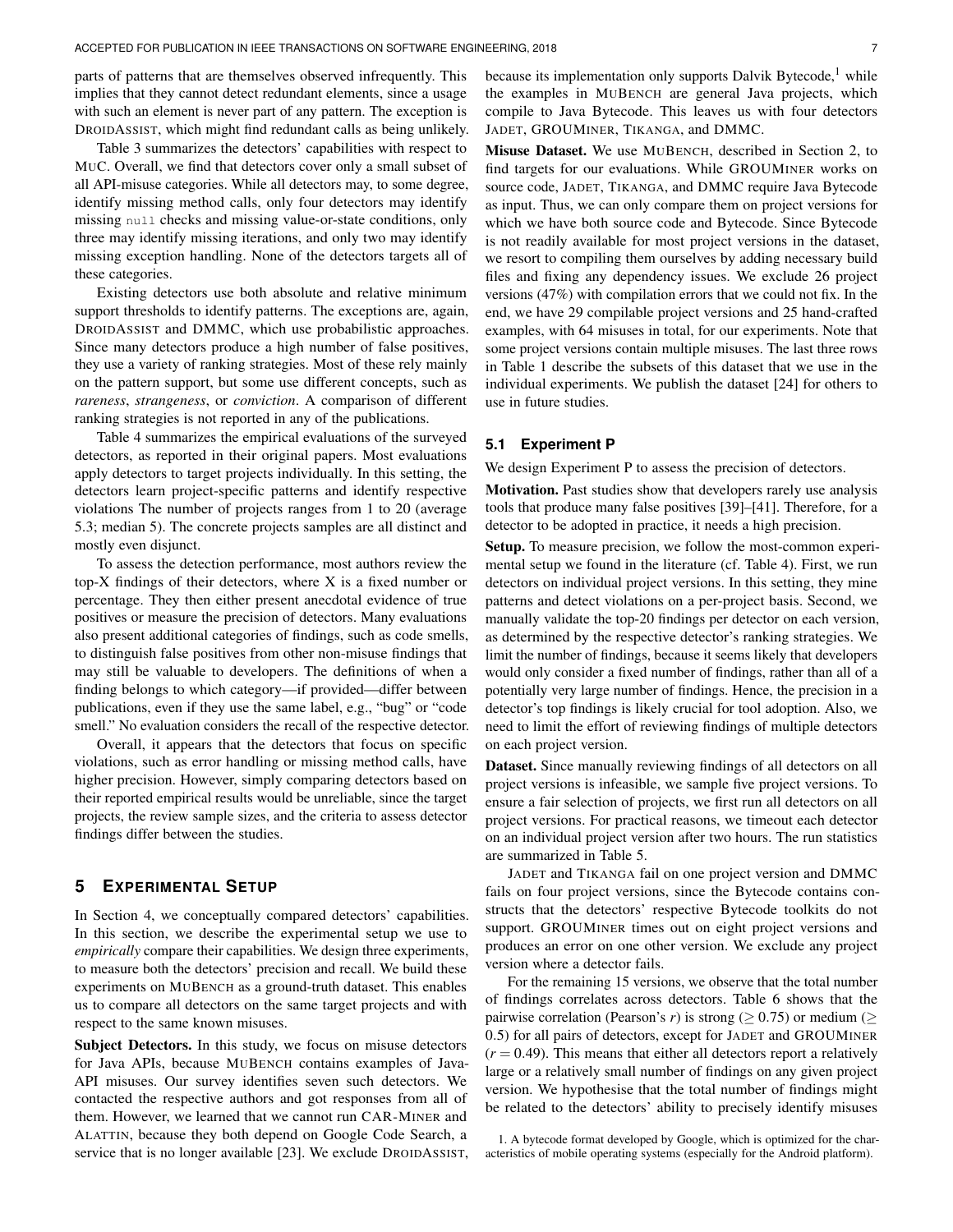parts of patterns that are themselves observed infrequently. This implies that they cannot detect redundant elements, since a usage with such an element is never part of any pattern. The exception is DROIDASSIST, which might find redundant calls as being unlikely.

Table 3 summarizes the detectors' capabilities with respect to MUC. Overall, we find that detectors cover only a small subset of all API-misuse categories. While all detectors may, to some degree, identify missing method calls, only four detectors may identify missing `null` checks and missing value-or-state conditions, only three may identify missing iterations, and only two may identify missing exception handling. None of the detectors targets all of these categories.

Existing detectors use both absolute and relative minimum support thresholds to identify patterns. The exceptions are, again, DROIDASSIST and DMMC, which use probabilistic approaches. Since many detectors produce a high number of false positives, they use a variety of ranking strategies. Most of these rely mainly on the pattern support, but some use different concepts, such as *rareness*, *strangeness*, or *conviction*. A comparison of different ranking strategies is not reported in any of the publications.

Table 4 summarizes the empirical evaluations of the surveyed detectors, as reported in their original papers. Most evaluations apply detectors to target projects individually. In this setting, the detectors learn project-specific patterns and identify respective violations The number of projects ranges from 1 to 20 (average 5.3; median 5). The concrete projects samples are all distinct and mostly even disjunct.

To assess the detection performance, most authors review the top-X findings of their detectors, where X is a fixed number or percentage. They then either present anecdotal evidence of true positives or measure the precision of detectors. Many evaluations also present additional categories of findings, such as code smells, to distinguish false positives from other non-misuse findings that may still be valuable to developers. The definitions of when a finding belongs to which category—if provided—differ between publications, even if they use the same label, e.g., "bug" or "code smell." No evaluation considers the recall of the respective detector.

Overall, it appears that the detectors that focus on specific violations, such as error handling or missing method calls, have higher precision. However, simply comparing detectors based on their reported empirical results would be unreliable, since the target projects, the review sample sizes, and the criteria to assess detector findings differ between the studies.

## 5 EXPERIMENTAL SETUP

In Section 4, we conceptually compared detectors' capabilities. In this section, we describe the experimental setup we use to *empirically* compare their capabilities. We design three experiments, to measure both the detectors' precision and recall. We build these experiments on MUBENCH as a ground-truth dataset. This enables us to compare all detectors on the same target projects and with respect to the same known misuses.

**Subject Detectors.** In this study, we focus on misuse detectors for Java APIs, because MUBENCH contains examples of Java-API misuses. Our survey identifies seven such detectors. We contacted the respective authors and got responses from all of them. However, we learned that we cannot run CAR-MINER and ALATTIN, because they both depend on Google Code Search, a service that is no longer available [23]. We exclude DROIDASSIST, because its implementation only supports Dalvik Bytecode,[1] while the examples in MUBENCH are general Java projects, which compile to Java Bytecode. This leaves us with four detectors JADET, GROUMINER, TIKANGA, and DMMC.

**Misuse Dataset.** We use MUBENCH, described in Section 2, to find targets for our evaluations. While GROUMINER works on source code, JADET, TIKANGA, and DMMC require Java Bytecode as input. Thus, we can only compare them on project versions for which we have both source code and Bytecode. Since Bytecode is not readily available for most project versions in the dataset, we resort to compiling them ourselves by adding necessary build files and fixing any dependency issues. We exclude 26 project versions (47%) with compilation errors that we could not fix. In the end, we have 29 compilable project versions and 25 hand-crafted examples, with 64 misuses in total, for our experiments. Note that some project versions contain multiple misuses. The last three rows in Table 1 describe the subsets of this dataset that we use in the individual experiments. We publish the dataset [24] for others to use in future studies.

### 5.1 Experiment P

We design Experiment P to assess the precision of detectors.

**Motivation.** Past studies show that developers rarely use analysis tools that produce many false positives [39]–[41]. Therefore, for a detector to be adopted in practice, it needs a high precision.

**Setup.** To measure precision, we follow the most-common experimental setup we found in the literature (cf. Table 4). First, we run detectors on individual project versions. In this setting, they mine patterns and detect violations on a per-project basis. Second, we manually validate the top-20 findings per detector on each version, as determined by the respective detector's ranking strategies. We limit the number of findings, because it seems likely that developers would only consider a fixed number of findings, rather than all of a potentially very large number of findings. Hence, the precision in a detector's top findings is likely crucial for tool adoption. Also, we need to limit the effort of reviewing findings of multiple detectors on each project version.

**Dataset.** Since manually reviewing findings of all detectors on all project versions is infeasible, we sample five project versions. To ensure a fair selection of projects, we first run all detectors on all project versions. For practical reasons, we timeout each detector on an individual project version after two hours. The run statistics are summarized in Table 5.

JADET and TIKANGA fail on one project version and DMMC fails on four project versions, since the Bytecode contains constructs that the detectors' respective Bytecode toolkits do not support. GROUMINER times out on eight project versions and produces an error on one other version. We exclude any project version where a detector fails.

For the remaining 15 versions, we observe that the total number of findings correlates across detectors. Table 6 shows that the pairwise correlation (Pearson's $r$) is strong ($\geq 0.75$) or medium ($\geq 0.5$) for all pairs of detectors, except for JADET and GROUMINER ($r = 0.49$). This means that either all detectors report a relatively large or a relatively small number of findings on any given project version. We hypothesise that the total number of findings might be related to the detectors' ability to precisely identify misuses

1. A bytecode format developed by Google, which is optimized for the characteristics of mobile operating systems (especially for the Android platform).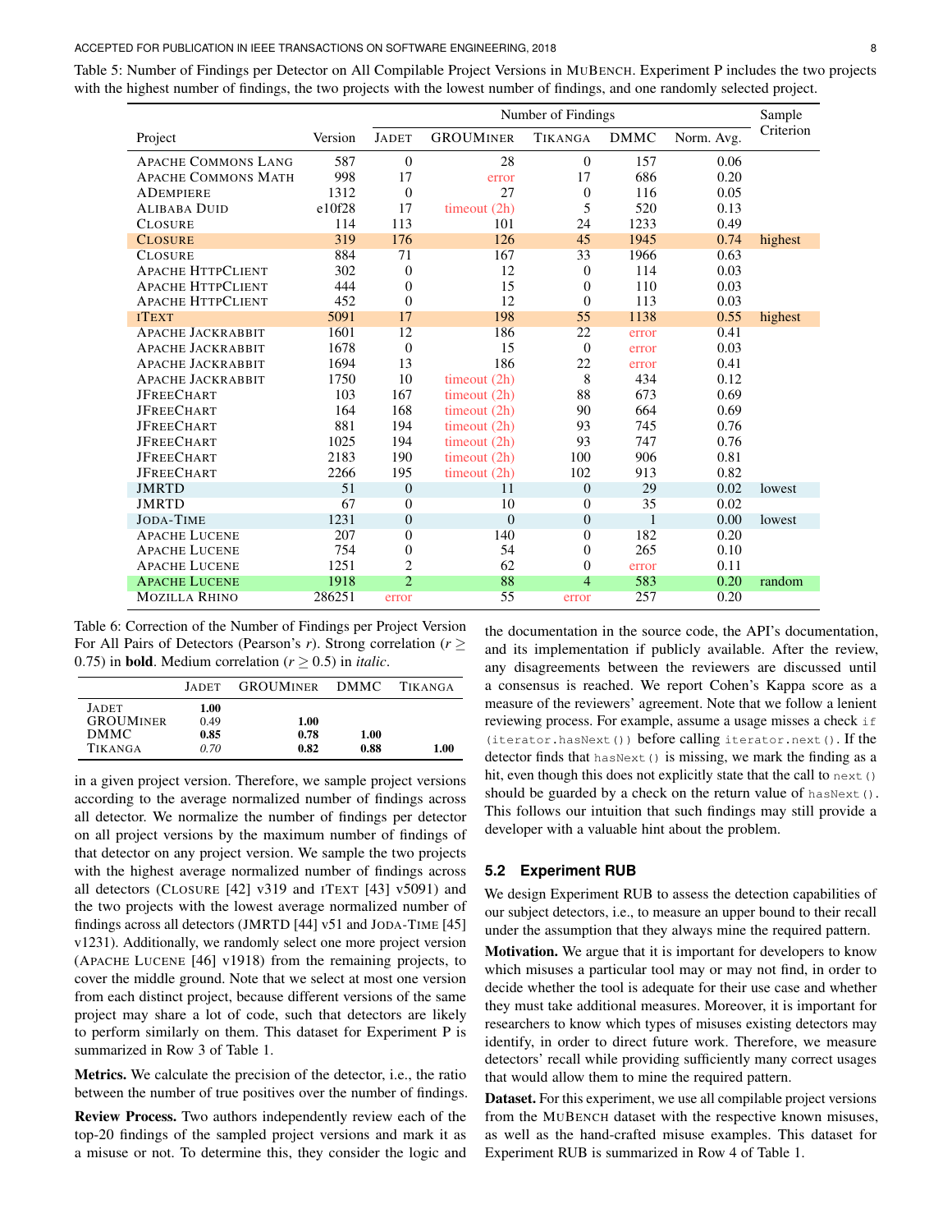Table 5: Number of Findings per Detector on All Compilable Project Versions in MuBench. Experiment P includes the two projects with the highest number of findings, the two projects with the lowest number of findings, and one randomly selected project.

| Project | Version | Number of Findings | | | | | Sample Criterion |
|---|---|---|---|---|---|---|---|
| | | Jadet | GROUMiner | Tikanga | DMMC | Norm. Avg. | |
| Apache Commons Lang | 587 | 0 | 28 | 0 | 157 | 0.06 | |
| Apache Commons Math | 998 | 17 | error | 17 | 686 | 0.20 | |
| ADempiere | 1312 | 0 | 27 | 0 | 116 | 0.05 | |
| Alibaba Duid | e10f28 | 17 | timeout (2h) | 5 | 520 | 0.13 | |
| Closure | 114 | 113 | 101 | 24 | 1233 | 0.49 | |
| Closure | 319 | 176 | 126 | 45 | 1945 | 0.74 | highest |
| Closure | 884 | 71 | 167 | 33 | 1966 | 0.63 | |
| Apache HttpClient | 302 | 0 | 12 | 0 | 114 | 0.03 | |
| Apache HttpClient | 444 | 0 | 15 | 0 | 110 | 0.03 | |
| Apache HttpClient | 452 | 0 | 12 | 0 | 113 | 0.03 | |
| iText | 5091 | 17 | 198 | 55 | 1138 | 0.55 | highest |
| Apache Jackrabbit | 1601 | 12 | 186 | 22 | error | 0.41 | |
| Apache Jackrabbit | 1678 | 0 | 15 | 0 | error | 0.03 | |
| Apache Jackrabbit | 1694 | 13 | 186 | 22 | error | 0.41 | |
| Apache Jackrabbit | 1750 | 10 | timeout (2h) | 8 | 434 | 0.12 | |
| JFreeChart | 103 | 167 | timeout (2h) | 88 | 673 | 0.69 | |
| JFreeChart | 164 | 168 | timeout (2h) | 90 | 664 | 0.69 | |
| JFreeChart | 881 | 194 | timeout (2h) | 93 | 745 | 0.76 | |
| JFreeChart | 1025 | 194 | timeout (2h) | 93 | 747 | 0.76 | |
| JFreeChart | 2183 | 190 | timeout (2h) | 100 | 906 | 0.81 | |
| JFreeChart | 2266 | 195 | timeout (2h) | 102 | 913 | 0.82 | |
| JMRTD | 51 | 0 | 11 | 0 | 29 | 0.02 | lowest |
| JMRTD | 67 | 0 | 10 | 0 | 35 | 0.02 | |
| Joda-Time | 1231 | 0 | 0 | 0 | 1 | 0.00 | lowest |
| Apache Lucene | 207 | 0 | 140 | 0 | 182 | 0.20 | |
| Apache Lucene | 754 | 0 | 54 | 0 | 265 | 0.10 | |
| Apache Lucene | 1251 | 2 | 62 | 0 | error | 0.11 | |
| Apache Lucene | 1918 | 2 | 88 | 4 | 583 | 0.20 | random |
| Mozilla Rhino | 286251 | error | 55 | error | 257 | 0.20 | |

Table 6: Correction of the Number of Findings per Project Version For All Pairs of Detectors (Pearson's $r$). Strong correlation ($r \geq 0.75$) in **bold**. Medium correlation ($r \geq 0.5$) in *italic*.

| | Jadet | GROUMiner | DMMC | Tikanga |
|---|---|---|---|---|
| Jadet | **1.00** | | | |
| GROUMiner | 0.49 | **1.00** | | |
| DMMC | **0.85** | **0.78** | **1.00** | |
| Tikanga | *0.70* | **0.82** | **0.88** | **1.00** |

in a given project version. Therefore, we sample project versions according to the average normalized number of findings across all detector. We normalize the number of findings per detector on all project versions by the maximum number of findings of that detector on any project version. We sample the two projects with the highest average normalized number of findings across all detectors (Closure [42] v319 and iText [43] v5091) and the two projects with the lowest average normalized number of findings across all detectors (JMRTD [44] v51 and Joda-Time [45] v1231). Additionally, we randomly select one more project version (Apache Lucene [46] v1918) from the remaining projects, to cover the middle ground. Note that we select at most one version from each distinct project, because different versions of the same project may share a lot of code, such that detectors are likely to perform similarly on them. This dataset for Experiment P is summarized in Row 3 of Table 1.

**Metrics.** We calculate the precision of the detector, i.e., the ratio between the number of true positives over the number of findings.

**Review Process.** Two authors independently review each of the top-20 findings of the sampled project versions and mark it as a misuse or not. To determine this, they consider the logic and the documentation in the source code, the API's documentation, and its implementation if publicly available. After the review, any disagreements between the reviewers are discussed until a consensus is reached. We report Cohen's Kappa score as a measure of the reviewers' agreement. Note that we follow a lenient reviewing process. For example, assume a usage misses a check `if (iterator.hasNext())` before calling `iterator.next()`. If the detector finds that `hasNext()` is missing, we mark the finding as a hit, even though this does not explicitly state that the call to `next()` should be guarded by a check on the return value of `hasNext()`. This follows our intuition that such findings may still provide a developer with a valuable hint about the problem.

### 5.2 Experiment RUB

We design Experiment RUB to assess the detection capabilities of our subject detectors, i.e., to measure an upper bound to their recall under the assumption that they always mine the required pattern.

**Motivation.** We argue that it is important for developers to know which misuses a particular tool may or may not find, in order to decide whether the tool is adequate for their use case and whether they must take additional measures. Moreover, it is important for researchers to know which types of misuses existing detectors may identify, in order to direct future work. Therefore, we measure detectors' recall while providing sufficiently many correct usages that would allow them to mine the required pattern.

**Dataset.** For this experiment, we use all compilable project versions from the MuBench dataset with the respective known misuses, as well as the hand-crafted misuse examples. This dataset for Experiment RUB is summarized in Row 4 of Table 1.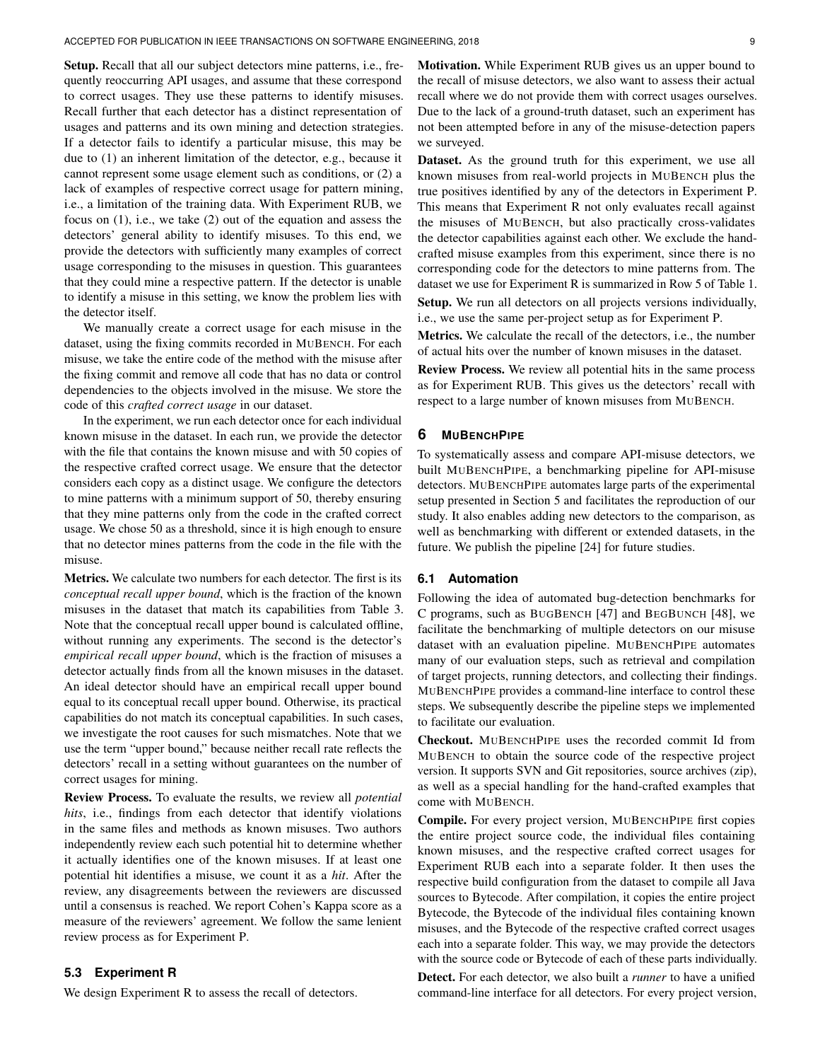**Setup.** Recall that all our subject detectors mine patterns, i.e., frequently reoccurring API usages, and assume that these correspond to correct usages. They use these patterns to identify misuses. Recall further that each detector has a distinct representation of usages and patterns and its own mining and detection strategies. If a detector fails to identify a particular misuse, this may be due to (1) an inherent limitation of the detector, e.g., because it cannot represent some usage element such as conditions, or (2) a lack of examples of respective correct usage for pattern mining, i.e., a limitation of the training data. With Experiment RUB, we focus on (1), i.e., we take (2) out of the equation and assess the detectors' general ability to identify misuses. To this end, we provide the detectors with sufficiently many examples of correct usage corresponding to the misuses in question. This guarantees that they could mine a respective pattern. If the detector is unable to identify a misuse in this setting, we know the problem lies with the detector itself.

We manually create a correct usage for each misuse in the dataset, using the fixing commits recorded in MuBench. For each misuse, we take the entire code of the method with the misuse after the fixing commit and remove all code that has no data or control dependencies to the objects involved in the misuse. We store the code of this *crafted correct usage* in our dataset.

In the experiment, we run each detector once for each individual known misuse in the dataset. In each run, we provide the detector with the file that contains the known misuse and with 50 copies of the respective crafted correct usage. We ensure that the detector considers each copy as a distinct usage. We configure the detectors to mine patterns with a minimum support of 50, thereby ensuring that they mine patterns only from the code in the crafted correct usage. We chose 50 as a threshold, since it is high enough to ensure that no detector mines patterns from the code in the file with the misuse.

**Metrics.** We calculate two numbers for each detector. The first is its *conceptual recall upper bound*, which is the fraction of the known misuses in the dataset that match its capabilities from Table 3. Note that the conceptual recall upper bound is calculated offline, without running any experiments. The second is the detector's *empirical recall upper bound*, which is the fraction of misuses a detector actually finds from all the known misuses in the dataset. An ideal detector should have an empirical recall upper bound equal to its conceptual recall upper bound. Otherwise, its practical capabilities do not match its conceptual capabilities. In such cases, we investigate the root causes for such mismatches. Note that we use the term "upper bound," because neither recall rate reflects the detectors' recall in a setting without guarantees on the number of correct usages for mining.

**Review Process.** To evaluate the results, we review all *potential hits*, i.e., findings from each detector that identify violations in the same files and methods as known misuses. Two authors independently review each such potential hit to determine whether it actually identifies one of the known misuses. If at least one potential hit identifies a misuse, we count it as a *hit*. After the review, any disagreements between the reviewers are discussed until a consensus is reached. We report Cohen's Kappa score as a measure of the reviewers' agreement. We follow the same lenient review process as for Experiment P.

### 5.3 Experiment R

We design Experiment R to assess the recall of detectors.

**Motivation.** While Experiment RUB gives us an upper bound to the recall of misuse detectors, we also want to assess their actual recall where we do not provide them with correct usages ourselves. Due to the lack of a ground-truth dataset, such an experiment has not been attempted before in any of the misuse-detection papers we surveyed.

**Dataset.** As the ground truth for this experiment, we use all known misuses from real-world projects in MuBench plus the true positives identified by any of the detectors in Experiment P. This means that Experiment R not only evaluates recall against the misuses of MuBench, but also practically cross-validates the detector capabilities against each other. We exclude the hand-crafted misuse examples from this experiment, since there is no corresponding code for the detectors to mine patterns from. The dataset we use for Experiment R is summarized in Row 5 of Table 1.

**Setup.** We run all detectors on all projects versions individually, i.e., we use the same per-project setup as for Experiment P.

**Metrics.** We calculate the recall of the detectors, i.e., the number of actual hits over the number of known misuses in the dataset.

**Review Process.** We review all potential hits in the same process as for Experiment RUB. This gives us the detectors' recall with respect to a large number of known misuses from MuBench.

## 6 MuBenchPipe

To systematically assess and compare API-misuse detectors, we built MuBenchPipe, a benchmarking pipeline for API-misuse detectors. MuBenchPipe automates large parts of the experimental setup presented in Section 5 and facilitates the reproduction of our study. It also enables adding new detectors to the comparison, as well as benchmarking with different or extended datasets, in the future. We publish the pipeline [24] for future studies.

### 6.1 Automation

Following the idea of automated bug-detection benchmarks for C programs, such as BugBench [47] and BegBunch [48], we facilitate the benchmarking of multiple detectors on our misuse dataset with an evaluation pipeline. MuBenchPipe automates many of our evaluation steps, such as retrieval and compilation of target projects, running detectors, and collecting their findings. MuBenchPipe provides a command-line interface to control these steps. We subsequently describe the pipeline steps we implemented to facilitate our evaluation.

**Checkout.** MuBenchPipe uses the recorded commit Id from MuBench to obtain the source code of the respective project version. It supports SVN and Git repositories, source archives (zip), as well as a special handling for the hand-crafted examples that come with MuBench.

**Compile.** For every project version, MuBenchPipe first copies the entire project source code, the individual files containing known misuses, and the respective crafted correct usages for Experiment RUB each into a separate folder. It then uses the respective build configuration from the dataset to compile all Java sources to Bytecode. After compilation, it copies the entire project Bytecode, the Bytecode of the individual files containing known misuses, and the Bytecode of the respective crafted correct usages each into a separate folder. This way, we may provide the detectors with the source code or Bytecode of each of these parts individually.

**Detect.** For each detector, we also built a *runner* to have a unified command-line interface for all detectors. For every project version,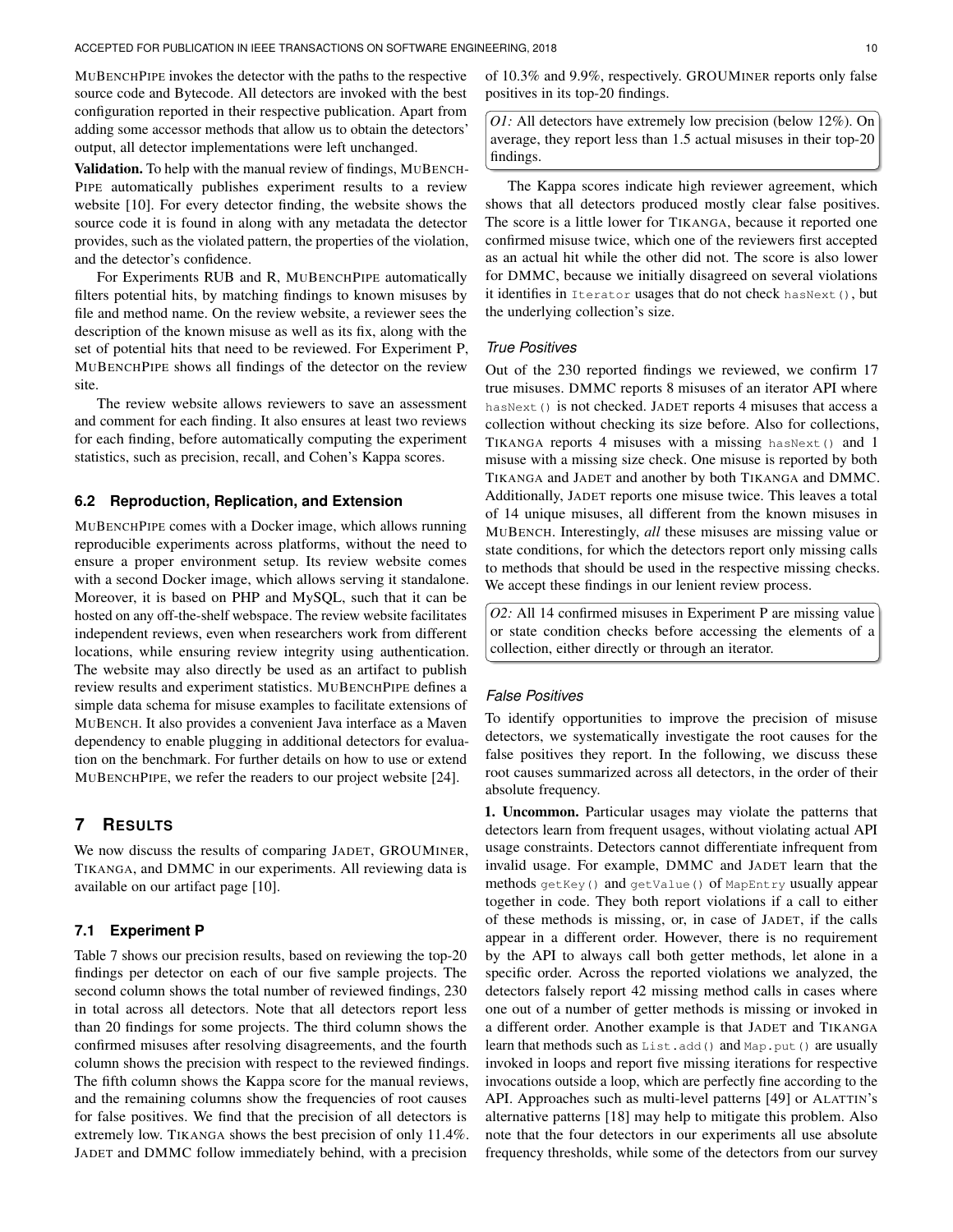MuBenchPipe invokes the detector with the paths to the respective source code and Bytecode. All detectors are invoked with the best configuration reported in their respective publication. Apart from adding some accessor methods that allow us to obtain the detectors' output, all detector implementations were left unchanged.

**Validation.** To help with the manual review of findings, MuBenchPipe automatically publishes experiment results to a review website [10]. For every detector finding, the website shows the source code it is found in along with any metadata the detector provides, such as the violated pattern, the properties of the violation, and the detector's confidence.

For Experiments RUB and R, MuBenchPipe automatically filters potential hits, by matching findings to known misuses by file and method name. On the review website, a reviewer sees the description of the known misuse as well as its fix, along with the set of potential hits that need to be reviewed. For Experiment P, MuBenchPipe shows all findings of the detector on the review site.

The review website allows reviewers to save an assessment and comment for each finding. It also ensures at least two reviews for each finding, before automatically computing the experiment statistics, such as precision, recall, and Cohen's Kappa scores.

### 6.2 Reproduction, Replication, and Extension

MuBenchPipe comes with a Docker image, which allows running reproducible experiments across platforms, without the need to ensure a proper environment setup. Its review website comes with a second Docker image, which allows serving it standalone. Moreover, it is based on PHP and MySQL, such that it can be hosted on any off-the-shelf webspace. The review website facilitates independent reviews, even when researchers work from different locations, while ensuring review integrity using authentication. The website may also directly be used as an artifact to publish review results and experiment statistics. MuBenchPipe defines a simple data schema for misuse examples to facilitate extensions of MuBench. It also provides a convenient Java interface as a Maven dependency to enable plugging in additional detectors for evaluation on the benchmark. For further details on how to use or extend MuBenchPipe, we refer the readers to our project website [24].

## 7 Results

We now discuss the results of comparing Jadet, GROUMiner, Tikanga, and DMMC in our experiments. All reviewing data is available on our artifact page [10].

### 7.1 Experiment P

Table 7 shows our precision results, based on reviewing the top-20 findings per detector on each of our five sample projects. The second column shows the total number of reviewed findings, 230 in total across all detectors. Note that all detectors report less than 20 findings for some projects. The third column shows the confirmed misuses after resolving disagreements, and the fourth column shows the precision with respect to the reviewed findings. The fifth column shows the Kappa score for the manual reviews, and the remaining columns show the frequencies of root causes for false positives. We find that the precision of all detectors is extremely low. Tikanga shows the best precision of only 11.4%. Jadet and DMMC follow immediately behind, with a precision of 10.3% and 9.9%, respectively. GROUMiner reports only false positives in its top-20 findings.

> *O1:* All detectors have extremely low precision (below 12%). On average, they report less than 1.5 actual misuses in their top-20 findings.

The Kappa scores indicate high reviewer agreement, which shows that all detectors produced mostly clear false positives. The score is a little lower for Tikanga, because it reported one confirmed misuse twice, which one of the reviewers first accepted as an actual hit while the other did not. The score is also lower for DMMC, because we initially disagreed on several violations it identifies in `Iterator` usages that do not check `hasNext()`, but the underlying collection's size.

#### True Positives

Out of the 230 reported findings we reviewed, we confirm 17 true misuses. DMMC reports 8 misuses of an iterator API where `hasNext()` is not checked. Jadet reports 4 misuses that access a collection without checking its size before. Also for collections, Tikanga reports 4 misuses with a missing `hasNext()` and 1 misuse with a missing size check. One misuse is reported by both Tikanga and Jadet and another by both Tikanga and DMMC. Additionally, Jadet reports one misuse twice. This leaves a total of 14 unique misuses, all different from the known misuses in MuBench. Interestingly, *all* these misuses are missing value or state conditions, for which the detectors report only missing calls to methods that should be used in the respective missing checks. We accept these findings in our lenient review process.

> *O2:* All 14 confirmed misuses in Experiment P are missing value or state condition checks before accessing the elements of a collection, either directly or through an iterator.

#### False Positives

To identify opportunities to improve the precision of misuse detectors, we systematically investigate the root causes for the false positives they report. In the following, we discuss these root causes summarized across all detectors, in the order of their absolute frequency.

**1. Uncommon.** Particular usages may violate the patterns that detectors learn from frequent usages, without violating actual API usage constraints. Detectors cannot differentiate infrequent from invalid usage. For example, DMMC and Jadet learn that the methods `getKey()` and `getValue()` of `MapEntry` usually appear together in code. They both report violations if a call to either of these methods is missing, or, in case of Jadet, if the calls appear in a different order. However, there is no requirement by the API to always call both getter methods, let alone in a specific order. Across the reported violations we analyzed, the detectors falsely report 42 missing method calls in cases where one out of a number of getter methods is missing or invoked in a different order. Another example is that Jadet and Tikanga learn that methods such as `List.add()` and `Map.put()` are usually invoked in loops and report five missing iterations for respective invocations outside a loop, which are perfectly fine according to the API. Approaches such as multi-level patterns [49] or Alattin's alternative patterns [18] may help to mitigate this problem. Also note that the four detectors in our experiments all use absolute frequency thresholds, while some of the detectors from our survey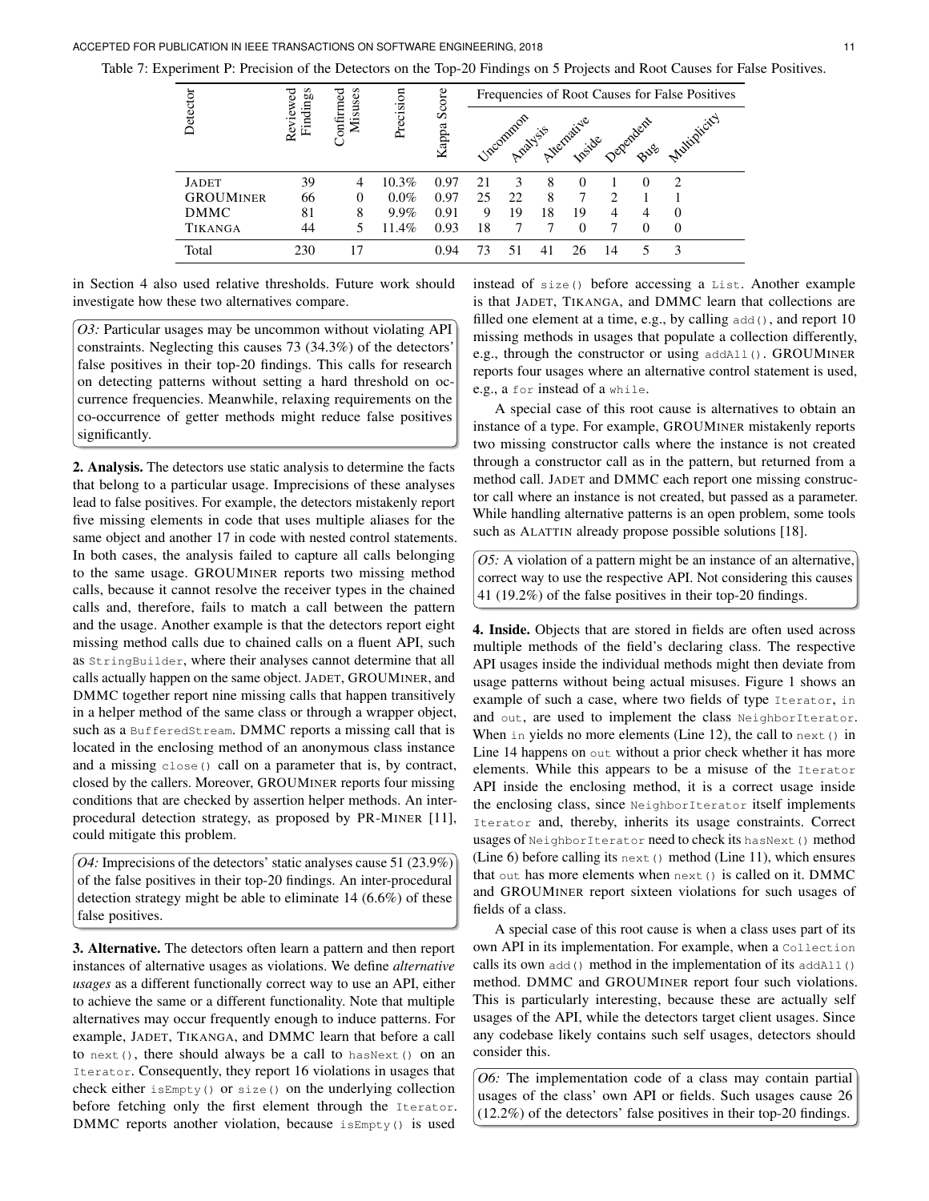Table 7: Experiment P: Precision of the Detectors on the Top-20 Findings on 5 Projects and Root Causes for False Positives.

| Detector | Reviewed Findings | Confirmed Misuses | Precision | Kappa Score | Frequencies of Root Causes for False Positives | | | | | | |
|---|---|---|---|---|---|---|---|---|---|---|---|
| | | | | | Uncommon | Analysis | Alternative | Inside | Dependent | Bug | Multiplicity |
| JADET | 39 | 4 | 10.3% | 0.97 | 21 | 3 | 8 | 0 | 1 | 0 | 2 |
| GROUMINER | 66 | 0 | 0.0% | 0.97 | 25 | 22 | 8 | 7 | 2 | 1 | 1 |
| DMMC | 81 | 8 | 9.9% | 0.91 | 9 | 19 | 18 | 19 | 4 | 4 | 0 |
| TIKANGA | 44 | 5 | 11.4% | 0.93 | 18 | 7 | 7 | 0 | 7 | 0 | 0 |
| Total | 230 | 17 | | 0.94 | 73 | 51 | 41 | 26 | 14 | 5 | 3 |

in Section 4 also used relative thresholds. Future work should investigate how these two alternatives compare.

> *O3:* Particular usages may be uncommon without violating API constraints. Neglecting this causes 73 (34.3%) of the detectors' false positives in their top-20 findings. This calls for research on detecting patterns without setting a hard threshold on occurrence frequencies. Meanwhile, relaxing requirements on the co-occurrence of getter methods might reduce false positives significantly.

**2. Analysis.** The detectors use static analysis to determine the facts that belong to a particular usage. Imprecisions of these analyses lead to false positives. For example, the detectors mistakenly report five missing elements in code that uses multiple aliases for the same object and another 17 in code with nested control statements. In both cases, the analysis failed to capture all calls belonging to the same usage. GROUMINER reports two missing method calls, because it cannot resolve the receiver types in the chained calls and, therefore, fails to match a call between the pattern and the usage. Another example is that the detectors report eight missing method calls due to chained calls on a fluent API, such as `StringBuilder`, where their analyses cannot determine that all calls actually happen on the same object. JADET, GROUMINER, and DMMC together report nine missing calls that happen transitively in a helper method of the same class or through a wrapper object, such as a `BufferedStream`. DMMC reports a missing call that is located in the enclosing method of an anonymous class instance and a missing `close()` call on a parameter that is, by contract, closed by the callers. Moreover, GROUMINER reports four missing conditions that are checked by assertion helper methods. An inter-procedural detection strategy, as proposed by PR-MINER [11], could mitigate this problem.

> *O4:* Imprecisions of the detectors' static analyses cause 51 (23.9%) of the false positives in their top-20 findings. An inter-procedural detection strategy might be able to eliminate 14 (6.6%) of these false positives.

**3. Alternative.** The detectors often learn a pattern and then report instances of alternative usages as violations. We define *alternative usages* as a different functionally correct way to use an API, either to achieve the same or a different functionality. Note that multiple alternatives may occur frequently enough to induce patterns. For example, JADET, TIKANGA, and DMMC learn that before a call to `next()`, there should always be a call to `hasNext()` on an `Iterator`. Consequently, they report 16 violations in usages that check either `isEmpty()` or `size()` on the underlying collection before fetching only the first element through the `Iterator`. DMMC reports another violation, because `isEmpty()` is used instead of `size()` before accessing a `List`. Another example is that JADET, TIKANGA, and DMMC learn that collections are filled one element at a time, e.g., by calling `add()`, and report 10 missing methods in usages that populate a collection differently, e.g., through the constructor or using `addAll()`. GROUMINER reports four usages where an alternative control statement is used, e.g., a `for` instead of a `while`.

A special case of this root cause is alternatives to obtain an instance of a type. For example, GROUMINER mistakenly reports two missing constructor calls where the instance is not created through a constructor call as in the pattern, but returned from a method call. JADET and DMMC each report one missing constructor call where an instance is not created, but passed as a parameter. While handling alternative patterns is an open problem, some tools such as ALATTIN already propose possible solutions [18].

> *O5:* A violation of a pattern might be an instance of an alternative, correct way to use the respective API. Not considering this causes 41 (19.2%) of the false positives in their top-20 findings.

**4. Inside.** Objects that are stored in fields are often used across multiple methods of the field's declaring class. The respective API usages inside the individual methods might then deviate from usage patterns without being actual misuses. Figure 1 shows an example of such a case, where two fields of type `Iterator`, `in` and `out`, are used to implement the class `NeighborIterator`. When `in` yields no more elements (Line 12), the call to `next()` in Line 14 happens on `out` without a prior check whether it has more elements. While this appears to be a misuse of the `Iterator` API inside the enclosing method, it is a correct usage inside the enclosing class, since `NeighborIterator` itself implements `Iterator` and, thereby, inherits its usage constraints. Correct usages of `NeighborIterator` need to check its `hasNext()` method (Line 6) before calling its `next()` method (Line 11), which ensures that `out` has more elements when `next()` is called on it. DMMC and GROUMINER report sixteen violations for such usages of fields of a class.

A special case of this root cause is when a class uses part of its own API in its implementation. For example, when a `Collection` calls its own `add()` method in the implementation of its `addAll()` method. DMMC and GROUMINER report four such violations. This is particularly interesting, because these are actually self usages of the API, while the detectors target client usages. Since any codebase likely contains such self usages, detectors should consider this.

> *O6:* The implementation code of a class may contain partial usages of the class' own API or fields. Such usages cause 26 (12.2%) of the detectors' false positives in their top-20 findings.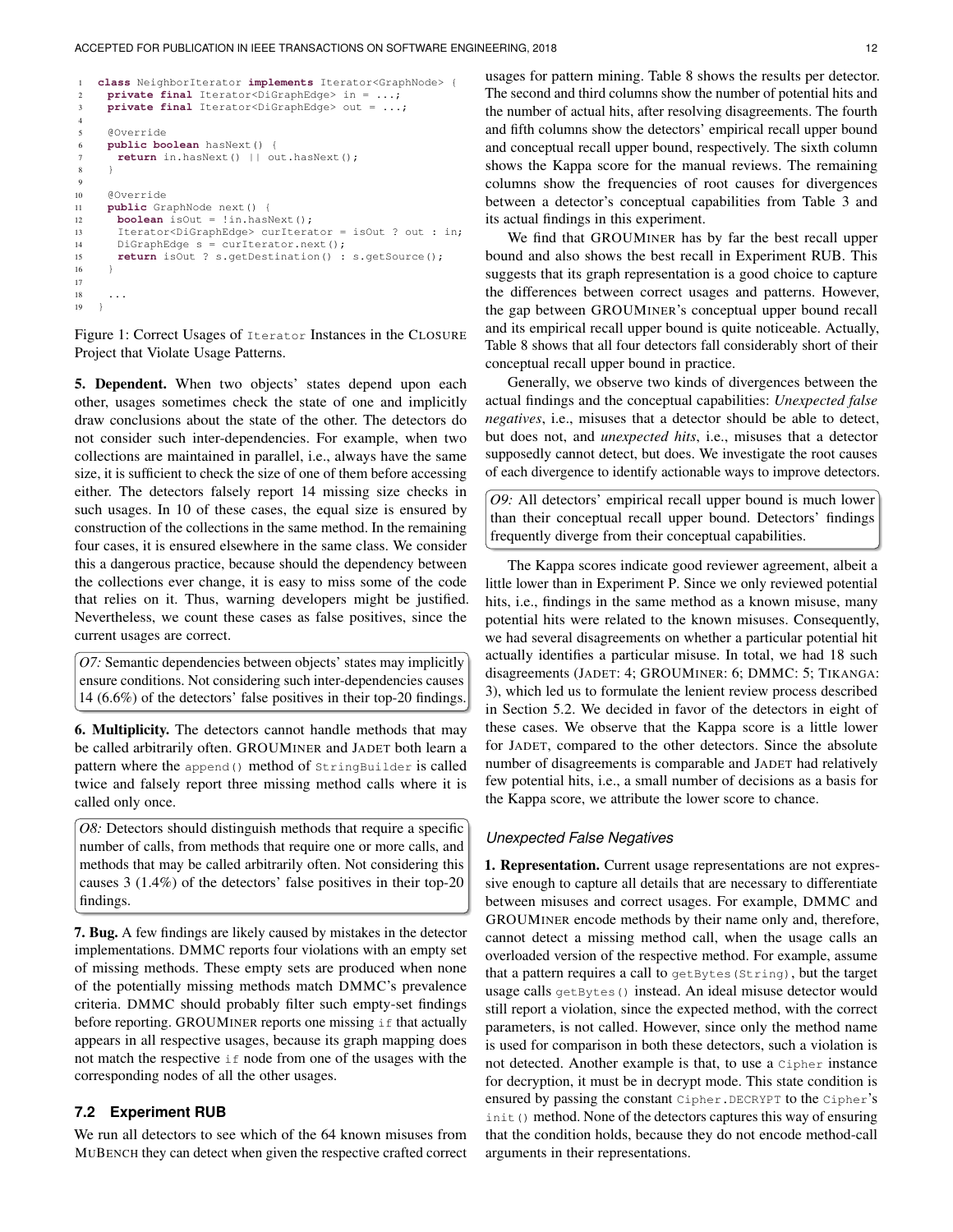```java
class NeighborIterator implements Iterator<GraphNode> {
  private final Iterator<DiGraphEdge> in = ...;
  private final Iterator<DiGraphEdge> out = ...;

  @Override
  public boolean hasNext() {
    return in.hasNext() || out.hasNext();
  }

  @Override
  public GraphNode next() {
    boolean isOut = !in.hasNext();
    Iterator<DiGraphEdge> curIterator = isOut ? out : in;
    DiGraphEdge s = curIterator.next();
    return isOut ? s.getDestination() : s.getSource();
  }

  ...
}
```

Figure 1: Correct Usages of `Iterator` Instances in the CLOSURE Project that Violate Usage Patterns.

**5. Dependent.** When two objects' states depend upon each other, usages sometimes check the state of one and implicitly draw conclusions about the state of the other. The detectors do not consider such inter-dependencies. For example, when two collections are maintained in parallel, i.e., always have the same size, it is sufficient to check the size of one of them before accessing either. The detectors falsely report 14 missing size checks in such usages. In 10 of these cases, the equal size is ensured by construction of the collections in the same method. In the remaining four cases, it is ensured elsewhere in the same class. We consider this a dangerous practice, because should the dependency between the collections ever change, it is easy to miss some of the code that relies on it. Thus, warning developers might be justified. Nevertheless, we count these cases as false positives, since the current usages are correct.

> *O7:* Semantic dependencies between objects' states may implicitly ensure conditions. Not considering such inter-dependencies causes 14 (6.6%) of the detectors' false positives in their top-20 findings.

**6. Multiplicity.** The detectors cannot handle methods that may be called arbitrarily often. GROUMINER and JADET both learn a pattern where the `append()` method of `StringBuilder` is called twice and falsely report three missing method calls where it is called only once.

> *O8:* Detectors should distinguish methods that require a specific number of calls, from methods that require one or more calls, and methods that may be called arbitrarily often. Not considering this causes 3 (1.4%) of the detectors' false positives in their top-20 findings.

**7. Bug.** A few findings are likely caused by mistakes in the detector implementations. DMMC reports four violations with an empty set of missing methods. These empty sets are produced when none of the potentially missing methods match DMMC's prevalence criteria. DMMC should probably filter such empty-set findings before reporting. GROUMINER reports one missing `if` that actually appears in all respective usages, because its graph mapping does not match the respective `if` node from one of the usages with the corresponding nodes of all the other usages.

### 7.2 Experiment RUB

We run all detectors to see which of the 64 known misuses from MUBENCH they can detect when given the respective crafted correct usages for pattern mining. Table 8 shows the results per detector. The second and third columns show the number of potential hits and the number of actual hits, after resolving disagreements. The fourth and fifth columns show the detectors' empirical recall upper bound and conceptual recall upper bound, respectively. The sixth column shows the Kappa score for the manual reviews. The remaining columns show the frequencies of root causes for divergences between a detector's conceptual capabilities from Table 3 and its actual findings in this experiment.

We find that GROUMINER has by far the best recall upper bound and also shows the best recall in Experiment RUB. This suggests that its graph representation is a good choice to capture the differences between correct usages and patterns. However, the gap between GROUMINER's conceptual upper bound recall and its empirical recall upper bound is quite noticeable. Actually, Table 8 shows that all four detectors fall considerably short of their conceptual recall upper bound in practice.

Generally, we observe two kinds of divergences between the actual findings and the conceptual capabilities: *Unexpected false negatives*, i.e., misuses that a detector should be able to detect, but does not, and *unexpected hits*, i.e., misuses that a detector supposedly cannot detect, but does. We investigate the root causes of each divergence to identify actionable ways to improve detectors.

> *O9:* All detectors' empirical recall upper bound is much lower than their conceptual recall upper bound. Detectors' findings frequently diverge from their conceptual capabilities.

The Kappa scores indicate good reviewer agreement, albeit a little lower than in Experiment P. Since we only reviewed potential hits, i.e., findings in the same method as a known misuse, many potential hits were related to the known misuses. Consequently, we had several disagreements on whether a particular potential hit actually identifies a particular misuse. In total, we had 18 such disagreements (JADET: 4; GROUMINER: 6; DMMC: 5; TIKANGA: 3), which led us to formulate the lenient review process described in Section 5.2. We decided in favor of the detectors in eight of these cases. We observe that the Kappa score is a little lower for JADET, compared to the other detectors. Since the absolute number of disagreements is comparable and JADET had relatively few potential hits, i.e., a small number of decisions as a basis for the Kappa score, we attribute the lower score to chance.

#### *Unexpected False Negatives*

**1. Representation.** Current usage representations are not expressive enough to capture all details that are necessary to differentiate between misuses and correct usages. For example, DMMC and GROUMINER encode methods by their name only and, therefore, cannot detect a missing method call, when the usage calls an overloaded version of the respective method. For example, assume that a pattern requires a call to `getBytes(String)`, but the target usage calls `getBytes()` instead. An ideal misuse detector would still report a violation, since the expected method, with the correct parameters, is not called. However, since only the method name is used for comparison in both these detectors, such a violation is not detected. Another example is that, to use a `Cipher` instance for decryption, it must be in decrypt mode. This state condition is ensured by passing the constant `Cipher.DECRYPT` to the `Cipher`'s `init()` method. None of the detectors captures this way of ensuring that the condition holds, because they do not encode method-call arguments in their representations.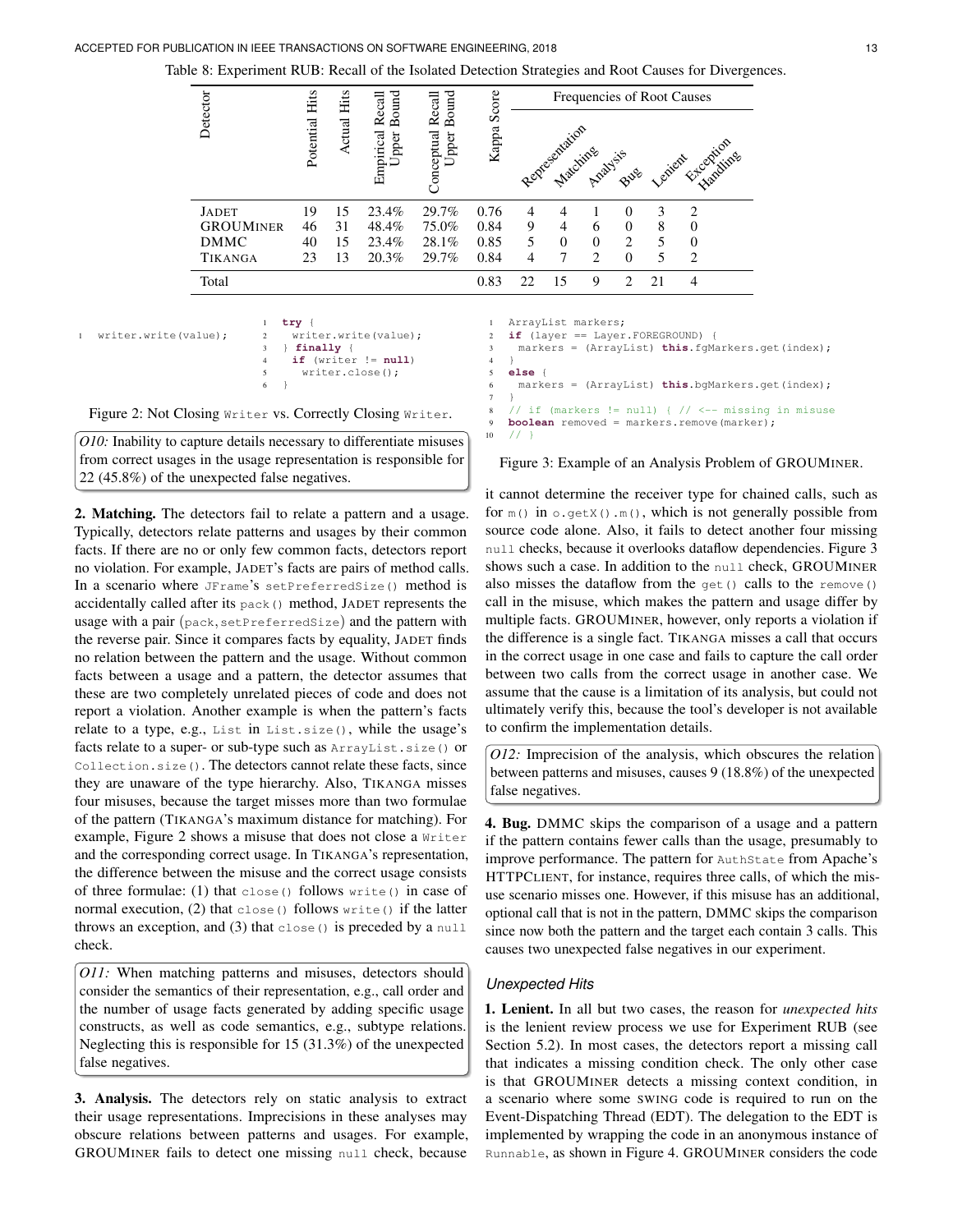Table 8: Experiment RUB: Recall of the Isolated Detection Strategies and Root Causes for Divergences.

| Detector | Potential Hits | Actual Hits | Empirical Recall Upper Bound | Conceptual Recall Upper Bound | Kappa Score | Frequencies of Root Causes | | | | | |
|---|---|---|---|---|---|---|---|---|---|---|---|
| | | | | | | Representation | Matching | Analysis | Bug | Lenient | Exception Handling |
| JADET | 19 | 15 | 23.4% | 29.7% | 0.76 | 4 | 4 | 1 | 0 | 3 | 2 |
| GROUMINER | 46 | 31 | 48.4% | 75.0% | 0.84 | 9 | 4 | 6 | 0 | 8 | 0 |
| DMMC | 40 | 15 | 23.4% | 28.1% | 0.85 | 5 | 0 | 0 | 2 | 5 | 0 |
| TIKANGA | 23 | 13 | 20.3% | 29.7% | 0.84 | 4 | 7 | 2 | 0 | 5 | 2 |
| Total | | | | | 0.83 | 22 | 15 | 9 | 2 | 21 | 4 |

```
1  writer.write(value);
```

```
1  try {
2    writer.write(value);
3  } finally {
4    if (writer != null)
5      writer.close();
6  }
```

Figure 2: Not Closing Writer vs. Correctly Closing Writer.

> *O10:* Inability to capture details necessary to differentiate misuses from correct usages in the usage representation is responsible for 22 (45.8%) of the unexpected false negatives.

**2. Matching.** The detectors fail to relate a pattern and a usage. Typically, detectors relate patterns and usages by their common facts. If there are no or only few common facts, detectors report no violation. For example, JADET's facts are pairs of method calls. In a scenario where JFrame's setPreferredSize() method is accidentally called after its pack() method, JADET represents the usage with a pair (pack, setPreferredSize) and the pattern with the reverse pair. Since it compares facts by equality, JADET finds no relation between the pattern and the usage. Without common facts between a usage and a pattern, the detector assumes that these are two completely unrelated pieces of code and does not report a violation. Another example is when the pattern's facts relate to a type, e.g., List in List.size(), while the usage's facts relate to a super- or sub-type such as ArrayList.size() or Collection.size(). The detectors cannot relate these facts, since they are unaware of the type hierarchy. Also, TIKANGA misses four misuses, because the target misses more than two formulae of the pattern (TIKANGA's maximum distance for matching). For example, Figure 2 shows a misuse that does not close a Writer and the corresponding correct usage. In TIKANGA's representation, the difference between the misuse and the correct usage consists of three formulae: (1) that close() follows write() in case of normal execution, (2) that close() follows write() if the latter throws an exception, and (3) that close() is preceded by a null check.

> *O11:* When matching patterns and misuses, detectors should consider the semantics of their representation, e.g., call order and the number of usage facts generated by adding specific usage constructs, as well as code semantics, e.g., subtype relations. Neglecting this is responsible for 15 (31.3%) of the unexpected false negatives.

**3. Analysis.** The detectors rely on static analysis to extract their usage representations. Imprecisions in these analyses may obscure relations between patterns and usages. For example, GROUMINER fails to detect one missing null check, because it cannot determine the receiver type for chained calls, such as for m() in o.getX().m(), which is not generally possible from source code alone. Also, it fails to detect another four missing null checks, because it overlooks dataflow dependencies. Figure 3 shows such a case. In addition to the null check, GROUMINER also misses the dataflow from the get() calls to the remove() call in the misuse, which makes the pattern and usage differ by multiple facts. GROUMINER, however, only reports a violation if the difference is a single fact. TIKANGA misses a call that occurs in the correct usage in one case and fails to capture the call order between two calls from the correct usage in another case. We assume that the cause is a limitation of its analysis, but could not ultimately verify this, because the tool's developer is not available to confirm the implementation details.

```
1  ArrayList markers;
2  if (layer == Layer.FOREGROUND) {
3    markers = (ArrayList) this.fgMarkers.get(index);
4  }
5  else {
6    markers = (ArrayList) this.bgMarkers.get(index);
7  }
8  // if (markers != null) { // <-- missing in misuse
9  boolean removed = markers.remove(marker);
10 // }
```

Figure 3: Example of an Analysis Problem of GROUMINER.

> *O12:* Imprecision of the analysis, which obscures the relation between patterns and misuses, causes 9 (18.8%) of the unexpected false negatives.

**4. Bug.** DMMC skips the comparison of a usage and a pattern if the pattern contains fewer calls than the usage, presumably to improve performance. The pattern for AuthState from Apache's HTTPCLIENT, for instance, requires three calls, of which the misuse scenario misses one. However, if this misuse has an additional, optional call that is not in the pattern, DMMC skips the comparison since now both the pattern and the target each contain 3 calls. This causes two unexpected false negatives in our experiment.

### Unexpected Hits

**1. Lenient.** In all but two cases, the reason for *unexpected hits* is the lenient review process we use for Experiment RUB (see Section 5.2). In most cases, the detectors report a missing call that indicates a missing condition check. The only other case is that GROUMINER detects a missing context condition, in a scenario where some SWING code is required to run on the Event-Dispatching Thread (EDT). The delegation to the EDT is implemented by wrapping the code in an anonymous instance of Runnable, as shown in Figure 4. GROUMINER considers the code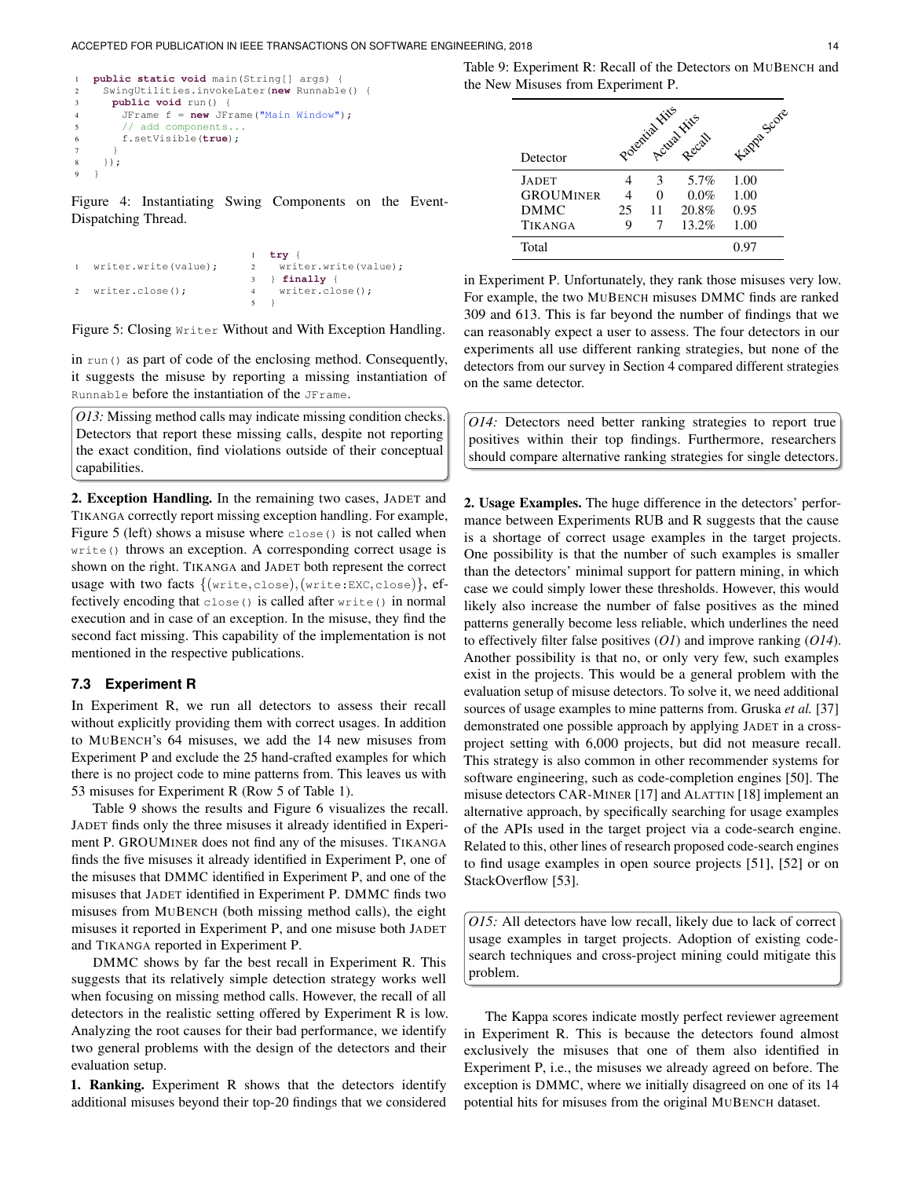```java
public static void main(String[] args) {
  SwingUtilities.invokeLater(new Runnable() {
    public void run() {
      JFrame f = new JFrame("Main Window");
      // add components...
      f.setVisible(true);
    }
  });
}
```

Figure 4: Instantiating Swing Components on the Event-Dispatching Thread.

```java
writer.write(value);
writer.close();
```

```java
try {
  writer.write(value);
} finally {
  writer.close();
}
```

Figure 5: Closing `Writer` Without and With Exception Handling.

in `run()` as part of code of the enclosing method. Consequently, it suggests the misuse by reporting a missing instantiation of `Runnable` before the instantiation of the `JFrame`.

> *O13:* Missing method calls may indicate missing condition checks. Detectors that report these missing calls, despite not reporting the exact condition, find violations outside of their conceptual capabilities.

**2. Exception Handling.** In the remaining two cases, JADET and TIKANGA correctly report missing exception handling. For example, Figure 5 (left) shows a misuse where `close()` is not called when `write()` throws an exception. A corresponding correct usage is shown on the right. TIKANGA and JADET both represent the correct usage with two facts $\{(\texttt{write}, \texttt{close}), (\texttt{write:EXC}, \texttt{close})\}$, effectively encoding that `close()` is called after `write()` in normal execution and in case of an exception. In the misuse, they find the second fact missing. This capability of the implementation is not mentioned in the respective publications.

### 7.3 Experiment R

In Experiment R, we run all detectors to assess their recall without explicitly providing them with correct usages. In addition to MUBENCH's 64 misuses, we add the 14 new misuses from Experiment P and exclude the 25 hand-crafted examples for which there is no project code to mine patterns from. This leaves us with 53 misuses for Experiment R (Row 5 of Table 1).

Table 9 shows the results and Figure 6 visualizes the recall. JADET finds only the three misuses it already identified in Experiment P. GROUMINER does not find any of the misuses. TIKANGA finds the five misuses it already identified in Experiment P, one of the misuses that DMMC identified in Experiment P, and one of the misuses that JADET identified in Experiment P. DMMC finds two misuses from MUBENCH (both missing method calls), the eight misuses it reported in Experiment P, and one misuse both JADET and TIKANGA reported in Experiment P.

DMMC shows by far the best recall in Experiment R. This suggests that its relatively simple detection strategy works well when focusing on missing method calls. However, the recall of all detectors in the realistic setting offered by Experiment R is low. Analyzing the root causes for their bad performance, we identify two general problems with the design of the detectors and their evaluation setup.

**1. Ranking.** Experiment R shows that the detectors identify additional misuses beyond their top-20 findings that we considered in Experiment P. Unfortunately, they rank those misuses very low. For example, the two MUBENCH misuses DMMC finds are ranked 309 and 613. This is far beyond the number of findings that we can reasonably expect a user to assess. The four detectors in our experiments all use different ranking strategies, but none of the detectors from our survey in Section 4 compared different strategies on the same detector.

Table 9: Experiment R: Recall of the Detectors on MUBENCH and the New Misuses from Experiment P.

| Detector | Potential Hits | Actual Hits | Recall | Kappa Score |
|---|---|---|---|---|
| JADET | 4 | 3 | 5.7% | 1.00 |
| GROUMINER | 4 | 0 | 0.0% | 1.00 |
| DMMC | 25 | 11 | 20.8% | 0.95 |
| TIKANGA | 9 | 7 | 13.2% | 1.00 |
| Total | | | | 0.97 |

> *O14:* Detectors need better ranking strategies to report true positives within their top findings. Furthermore, researchers should compare alternative ranking strategies for single detectors.

**2. Usage Examples.** The huge difference in the detectors' performance between Experiments RUB and R suggests that the cause is a shortage of correct usage examples in the target projects. One possibility is that the number of such examples is smaller than the detectors' minimal support for pattern mining, in which case we could simply lower these thresholds. However, this would likely also increase the number of false positives as the mined patterns generally become less reliable, which underlines the need to effectively filter false positives (*O1*) and improve ranking (*O14*). Another possibility is that no, or only very few, such examples exist in the projects. This would be a general problem with the evaluation setup of misuse detectors. To solve it, we need additional sources of usage examples to mine patterns from. Gruska *et al.* [37] demonstrated one possible approach by applying JADET in a cross-project setting with 6,000 projects, but did not measure recall. This strategy is also common in other recommender systems for software engineering, such as code-completion engines [50]. The misuse detectors CAR-MINER [17] and ALATTIN [18] implement an alternative approach, by specifically searching for usage examples of the APIs used in the target project via a code-search engine. Related to this, other lines of research proposed code-search engines to find usage examples in open source projects [51], [52] or on StackOverflow [53].

> *O15:* All detectors have low recall, likely due to lack of correct usage examples in target projects. Adoption of existing code-search techniques and cross-project mining could mitigate this problem.

The Kappa scores indicate mostly perfect reviewer agreement in Experiment R. This is because the detectors found almost exclusively the misuses that one of them also identified in Experiment P, i.e., the misuses we already agreed on before. The exception is DMMC, where we initially disagreed on one of its 14 potential hits for misuses from the original MUBENCH dataset.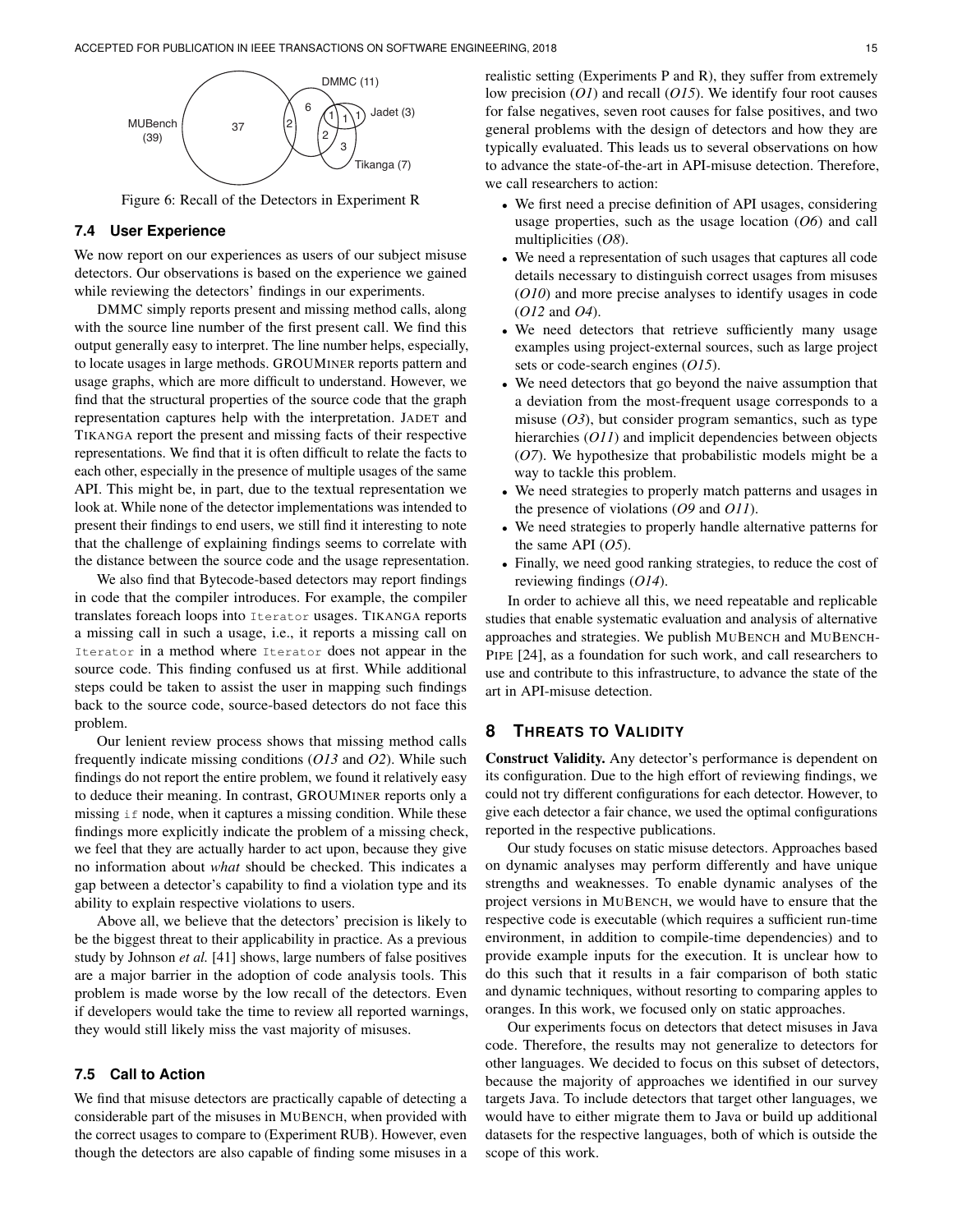Figure 6: Recall of the Detectors in Experiment R

### 7.4 User Experience

We now report on our experiences as users of our subject misuse detectors. Our observations is based on the experience we gained while reviewing the detectors' findings in our experiments.

DMMC simply reports present and missing method calls, along with the source line number of the first present call. We find this output generally easy to interpret. The line number helps, especially, to locate usages in large methods. GROUMINER reports pattern and usage graphs, which are more difficult to understand. However, we find that the structural properties of the source code that the graph representation captures help with the interpretation. JADET and TIKANGA report the present and missing facts of their respective representations. We find that it is often difficult to relate the facts to each other, especially in the presence of multiple usages of the same API. This might be, in part, due to the textual representation we look at. While none of the detector implementations was intended to present their findings to end users, we still find it interesting to note that the challenge of explaining findings seems to correlate with the distance between the source code and the usage representation.

We also find that Bytecode-based detectors may report findings in code that the compiler introduces. For example, the compiler translates foreach loops into `Iterator` usages. TIKANGA reports a missing call in such a usage, i.e., it reports a missing call on `Iterator` in a method where `Iterator` does not appear in the source code. This finding confused us at first. While additional steps could be taken to assist the user in mapping such findings back to the source code, source-based detectors do not face this problem.

Our lenient review process shows that missing method calls frequently indicate missing conditions (*O13* and *O2*). While such findings do not report the entire problem, we found it relatively easy to deduce their meaning. In contrast, GROUMINER reports only a missing `if` node, when it captures a missing condition. While these findings more explicitly indicate the problem of a missing check, we feel that they are actually harder to act upon, because they give no information about *what* should be checked. This indicates a gap between a detector's capability to find a violation type and its ability to explain respective violations to users.

Above all, we believe that the detectors' precision is likely to be the biggest threat to their applicability in practice. As a previous study by Johnson *et al.* [41] shows, large numbers of false positives are a major barrier in the adoption of code analysis tools. This problem is made worse by the low recall of the detectors. Even if developers would take the time to review all reported warnings, they would still likely miss the vast majority of misuses.

### 7.5 Call to Action

We find that misuse detectors are practically capable of detecting a considerable part of the misuses in MUBENCH, when provided with the correct usages to compare to (Experiment RUB). However, even though the detectors are also capable of finding some misuses in a realistic setting (Experiments P and R), they suffer from extremely low precision (*O1*) and recall (*O15*). We identify four root causes for false negatives, seven root causes for false positives, and two general problems with the design of detectors and how they are typically evaluated. This leads us to several observations on how to advance the state-of-the-art in API-misuse detection. Therefore, we call researchers to action:

- We first need a precise definition of API usages, considering usage properties, such as the usage location (*O6*) and call multiplicities (*O8*).
- We need a representation of such usages that captures all code details necessary to distinguish correct usages from misuses (*O10*) and more precise analyses to identify usages in code (*O12* and *O4*).
- We need detectors that retrieve sufficiently many usage examples using project-external sources, such as large project sets or code-search engines (*O15*).
- We need detectors that go beyond the naive assumption that a deviation from the most-frequent usage corresponds to a misuse (*O3*), but consider program semantics, such as type hierarchies (*O11*) and implicit dependencies between objects (*O7*). We hypothesize that probabilistic models might be a way to tackle this problem.
- We need strategies to properly match patterns and usages in the presence of violations (*O9* and *O11*).
- We need strategies to properly handle alternative patterns for the same API (*O5*).
- Finally, we need good ranking strategies, to reduce the cost of reviewing findings (*O14*).

In order to achieve all this, we need repeatable and replicable studies that enable systematic evaluation and analysis of alternative approaches and strategies. We publish MUBENCH and MUBENCH-PIPE [24], as a foundation for such work, and call researchers to use and contribute to this infrastructure, to advance the state of the art in API-misuse detection.

## 8 THREATS TO VALIDITY

**Construct Validity.** Any detector's performance is dependent on its configuration. Due to the high effort of reviewing findings, we could not try different configurations for each detector. However, to give each detector a fair chance, we used the optimal configurations reported in the respective publications.

Our study focuses on static misuse detectors. Approaches based on dynamic analyses may perform differently and have unique strengths and weaknesses. To enable dynamic analyses of the project versions in MUBENCH, we would have to ensure that the respective code is executable (which requires a sufficient run-time environment, in addition to compile-time dependencies) and to provide example inputs for the execution. It is unclear how to do this such that it results in a fair comparison of both static and dynamic techniques, without resorting to comparing apples to oranges. In this work, we focused only on static approaches.

Our experiments focus on detectors that detect misuses in Java code. Therefore, the results may not generalize to detectors for other languages. We decided to focus on this subset of detectors, because the majority of approaches we identified in our survey targets Java. To include detectors that target other languages, we would have to either migrate them to Java or build up additional datasets for the respective languages, both of which is outside the scope of this work.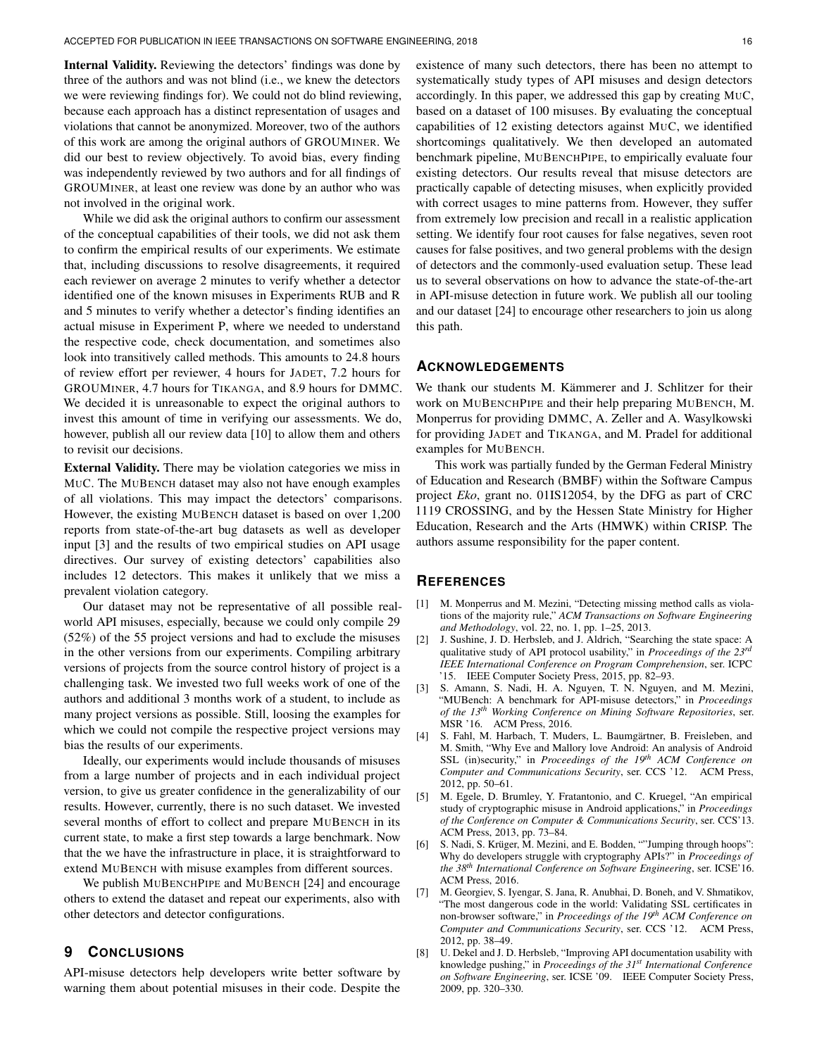**Internal Validity.** Reviewing the detectors' findings was done by three of the authors and was not blind (i.e., we knew the detectors we were reviewing findings for). We could not do blind reviewing, because each approach has a distinct representation of usages and violations that cannot be anonymized. Moreover, two of the authors of this work are among the original authors of GROUMINER. We did our best to review objectively. To avoid bias, every finding was independently reviewed by two authors and for all findings of GROUMINER, at least one review was done by an author who was not involved in the original work.

While we did ask the original authors to confirm our assessment of the conceptual capabilities of their tools, we did not ask them to confirm the empirical results of our experiments. We estimate that, including discussions to resolve disagreements, it required each reviewer on average 2 minutes to verify whether a detector identified one of the known misuses in Experiments RUB and R and 5 minutes to verify whether a detector's finding identifies an actual misuse in Experiment P, where we needed to understand the respective code, check documentation, and sometimes also look into transitively called methods. This amounts to 24.8 hours of review effort per reviewer, 4 hours for JADET, 7.2 hours for GROUMINER, 4.7 hours for TIKANGA, and 8.9 hours for DMMC. We decided it is unreasonable to expect the original authors to invest this amount of time in verifying our assessments. We do, however, publish all our review data [10] to allow them and others to revisit our decisions.

**External Validity.** There may be violation categories we miss in MUC. The MUBENCH dataset may also not have enough examples of all violations. This may impact the detectors' comparisons. However, the existing MUBENCH dataset is based on over 1,200 reports from state-of-the-art bug datasets as well as developer input [3] and the results of two empirical studies on API usage directives. Our survey of existing detectors' capabilities also includes 12 detectors. This makes it unlikely that we miss a prevalent violation category.

Our dataset may not be representative of all possible real-world API misuses, especially, because we could only compile 29 (52%) of the 55 project versions and had to exclude the misuses in the other versions from our experiments. Compiling arbitrary versions of projects from the source control history of project is a challenging task. We invested two full weeks work of one of the authors and additional 3 months work of a student, to include as many project versions as possible. Still, loosing the examples for which we could not compile the respective project versions may bias the results of our experiments.

Ideally, our experiments would include thousands of misuses from a large number of projects and in each individual project version, to give us greater confidence in the generalizability of our results. However, currently, there is no such dataset. We invested several months of effort to collect and prepare MUBENCH in its current state, to make a first step towards a large benchmark. Now that the we have the infrastructure in place, it is straightforward to extend MUBENCH with misuse examples from different sources.

We publish MUBENCHPIPE and MUBENCH [24] and encourage others to extend the dataset and repeat our experiments, also with other detectors and detector configurations.

## 9 CONCLUSIONS

API-misuse detectors help developers write better software by warning them about potential misuses in their code. Despite the existence of many such detectors, there has been no attempt to systematically study types of API misuses and design detectors accordingly. In this paper, we addressed this gap by creating MUC, based on a dataset of 100 misuses. By evaluating the conceptual capabilities of 12 existing detectors against MUC, we identified shortcomings qualitatively. We then developed an automated benchmark pipeline, MUBENCHPIPE, to empirically evaluate four existing detectors. Our results reveal that misuse detectors are practically capable of detecting misuses, when explicitly provided with correct usages to mine patterns from. However, they suffer from extremely low precision and recall in a realistic application setting. We identify four root causes for false negatives, seven root causes for false positives, and two general problems with the design of detectors and the commonly-used evaluation setup. These lead us to several observations on how to advance the state-of-the-art in API-misuse detection in future work. We publish all our tooling and our dataset [24] to encourage other researchers to join us along this path.

## ACKNOWLEDGEMENTS

We thank our students M. Kämmerer and J. Schlitzer for their work on MUBENCHPIPE and their help preparing MUBENCH, M. Monperrus for providing DMMC, A. Zeller and A. Wasylkowski for providing JADET and TIKANGA, and M. Pradel for additional examples for MUBENCH.

This work was partially funded by the German Federal Ministry of Education and Research (BMBF) within the Software Campus project *Eko*, grant no. 01IS12054, by the DFG as part of CRC 1119 CROSSING, and by the Hessen State Ministry for Higher Education, Research and the Arts (HMWK) within CRISP. The authors assume responsibility for the paper content.

## REFERENCES

[1] M. Monperrus and M. Mezini, "Detecting missing method calls as violations of the majority rule," *ACM Transactions on Software Engineering and Methodology*, vol. 22, no. 1, pp. 1–25, 2013.

[2] J. Sushine, J. D. Herbsleb, and J. Aldrich, "Searching the state space: A qualitative study of API protocol usability," in *Proceedings of the 23rd IEEE International Conference on Program Comprehension*, ser. ICPC '15. IEEE Computer Society Press, 2015, pp. 82–93.

[3] S. Amann, S. Nadi, H. A. Nguyen, T. N. Nguyen, and M. Mezini, "MUBench: A benchmark for API-misuse detectors," in *Proceedings of the 13th Working Conference on Mining Software Repositories*, ser. MSR '16. ACM Press, 2016.

[4] S. Fahl, M. Harbach, T. Muders, L. Baumgärtner, B. Freisleben, and M. Smith, "Why Eve and Mallory love Android: An analysis of Android SSL (in)security," in *Proceedings of the 19th ACM Conference on Computer and Communications Security*, ser. CCS '12. ACM Press, 2012, pp. 50–61.

[5] M. Egele, D. Brumley, Y. Fratantonio, and C. Kruegel, "An empirical study of cryptographic misuse in Android applications," in *Proceedings of the Conference on Computer & Communications Security*, ser. CCS'13. ACM Press, 2013, pp. 73–84.

[6] S. Nadi, S. Krüger, M. Mezini, and E. Bodden, ""Jumping through hoops": Why do developers struggle with cryptography APIs?" in *Proceedings of the 38th International Conference on Software Engineering*, ser. ICSE'16. ACM Press, 2016.

[7] M. Georgiev, S. Iyengar, S. Jana, R. Anubhai, D. Boneh, and V. Shmatikov, "The most dangerous code in the world: Validating SSL certificates in non-browser software," in *Proceedings of the 19th ACM Conference on Computer and Communications Security*, ser. CCS '12. ACM Press, 2012, pp. 38–49.

[8] U. Dekel and J. D. Herbsleb, "Improving API documentation usability with knowledge pushing," in *Proceedings of the 31st International Conference on Software Engineering*, ser. ICSE '09. IEEE Computer Society Press, 2009, pp. 320–330.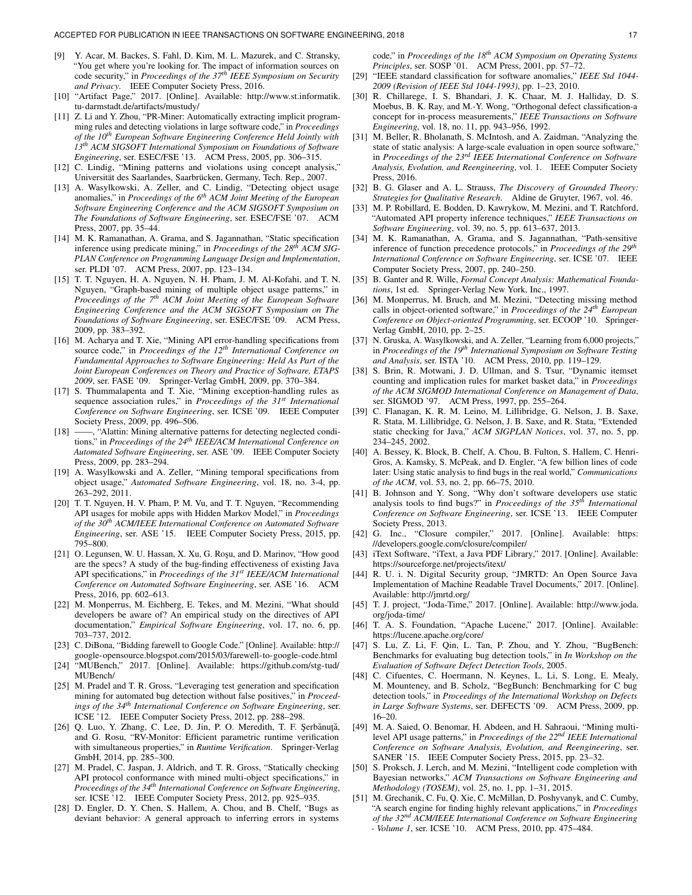[9] Y. Acar, M. Backes, S. Fahl, D. Kim, M. L. Mazurek, and C. Stransky, "You get where you're looking for. The impact of information sources on code security," in *Proceedings of the 37th IEEE Symposium on Security and Privacy*. IEEE Computer Society Press, 2016.

[10] "Artifact Page," 2017. [Online]. Available: http://www.st.informatik.tu-darmstadt.de/artifacts/mustudy/

[11] Z. Li and Y. Zhou, "PR-Miner: Automatically extracting implicit programming rules and detecting violations in large software code," in *Proceedings of the 10th European Software Engineering Conference Held Jointly with 13th ACM SIGSOFT International Symposium on Foundations of Software Engineering*, ser. ESEC/FSE '13. ACM Press, 2005, pp. 306–315.

[12] C. Lindig, "Mining patterns and violations using concept analysis," Universität des Saarlandes, Saarbrücken, Germany, Tech. Rep., 2007.

[13] A. Wasylkowski, A. Zeller, and C. Lindig, "Detecting object usage anomalies," in *Proceedings of the 6th ACM Joint Meeting of the European Software Engineering Conference and the ACM SIGSOFT Symposium on The Foundations of Software Engineering*, ser. ESEC/FSE '07. ACM Press, 2007, pp. 35–44.

[14] M. K. Ramanathan, A. Grama, and S. Jagannathan, "Static specification inference using predicate mining," in *Proceedings of the 28th ACM SIGPLAN Conference on Programming Language Design and Implementation*, ser. PLDI '07. ACM Press, 2007, pp. 123–134.

[15] T. T. Nguyen, H. A. Nguyen, N. H. Pham, J. M. Al-Kofahi, and T. N. Nguyen, "Graph-based mining of multiple object usage patterns," in *Proceedings of the 7th ACM Joint Meeting of the European Software Engineering Conference and the ACM SIGSOFT Symposium on The Foundations of Software Engineering*, ser. ESEC/FSE '09. ACM Press, 2009, pp. 383–392.

[16] M. Acharya and T. Xie, "Mining API error-handling specifications from source code," in *Proceedings of the 12th International Conference on Fundamental Approaches to Software Engineering: Held As Part of the Joint European Conferences on Theory and Practice of Software, ETAPS 2009*, ser. FASE '09. Springer-Verlag GmbH, 2009, pp. 370–384.

[17] S. Thummalapenta and T. Xie, "Mining exception-handling rules as sequence association rules," in *Proceedings of the 31st International Conference on Software Engineering*, ser. ICSE '09. IEEE Computer Society Press, 2009, pp. 496–506.

[18] ——, "Alattin: Mining alternative patterns for detecting neglected conditions," in *Proceedings of the 24th IEEE/ACM International Conference on Automated Software Engineering*, ser. ASE '09. IEEE Computer Society Press, 2009, pp. 283–294.

[19] A. Wasylkowski and A. Zeller, "Mining temporal specifications from object usage," *Automated Software Engineering*, vol. 18, no. 3-4, pp. 263–292, 2011.

[20] T. T. Nguyen, H. V. Pham, P. M. Vu, and T. T. Nguyen, "Recommending API usages for mobile apps with Hidden Markov Model," in *Proceedings of the 30th ACM/IEEE International Conference on Automated Software Engineering*, ser. ASE '15. IEEE Computer Society Press, 2015, pp. 795–800.

[21] O. Legunsen, W. U. Hassan, X. Xu, G. Roşu, and D. Marinov, "How good are the specs? A study of the bug-finding effectiveness of existing Java API specifications," in *Proceedings of the 31st IEEE/ACM International Conference on Automated Software Engineering*, ser. ASE '16. ACM Press, 2016, pp. 602–613.

[22] M. Monperrus, M. Eichberg, E. Tekes, and M. Mezini, "What should developers be aware of? An empirical study on the directives of API documentation," *Empirical Software Engineering*, vol. 17, no. 6, pp. 703–737, 2012.

[23] C. DiBona, "Bidding farewell to Google Code." [Online]. Available: http://google-opensource.blogspot.com/2015/03/farewell-to-google-code.html

[24] "MUBench," 2017. [Online]. Available: https://github.com/stg-tud/MUBench/

[25] M. Pradel and T. R. Gross, "Leveraging test generation and specification mining for automated bug detection without false positives," in *Proceedings of the 34th International Conference on Software Engineering*, ser. ICSE '12. IEEE Computer Society Press, 2012, pp. 288–298.

[26] Q. Luo, Y. Zhang, C. Lee, D. Jin, P. O. Meredith, T. F. Şerbănuţă, and G. Rosu, "RV-Monitor: Efficient parametric runtime verification with simultaneous properties," in *Runtime Verification*. Springer-Verlag GmbH, 2014, pp. 285–300.

[27] M. Pradel, C. Jaspan, J. Aldrich, and T. R. Gross, "Statically checking API protocol conformance with mined multi-object specifications," in *Proceedings of the 34th International Conference on Software Engineering*, ser. ICSE '12. IEEE Computer Society Press, 2012, pp. 925–935.

[28] D. Engler, D. Y. Chen, S. Hallem, A. Chou, and B. Chelf, "Bugs as deviant behavior: A general approach to inferring errors in systems code," in *Proceedings of the 18th ACM Symposium on Operating Systems Principles*, ser. SOSP '01. ACM Press, 2001, pp. 57–72.

[29] "IEEE standard classification for software anomalies," *IEEE Std 1044-2009 (Revision of IEEE Std 1044-1993)*, pp. 1–23, 2010.

[30] R. Chillarege, I. S. Bhandari, J. K. Chaar, M. J. Halliday, D. S. Moebus, B. K. Ray, and M.-Y. Wong, "Orthogonal defect classification-a concept for in-process measurements," *IEEE Transactions on Software Engineering*, vol. 18, no. 11, pp. 943–956, 1992.

[31] M. Beller, R. Bholanath, S. McIntosh, and A. Zaidman, "Analyzing the state of static analysis: A large-scale evaluation in open source software," in *Proceedings of the 23rd IEEE International Conference on Software Analysis, Evolution, and Reengineering*, vol. 1. IEEE Computer Society Press, 2016.

[32] B. G. Glaser and A. L. Strauss, *The Discovery of Grounded Theory: Strategies for Qualitative Research*. Aldine de Gruyter, 1967, vol. 46.

[33] M. P. Robillard, E. Bodden, D. Kawrykow, M. Mezini, and T. Ratchford, "Automated API property inference techniques," *IEEE Transactions on Software Engineering*, vol. 39, no. 5, pp. 613–637, 2013.

[34] M. K. Ramanathan, A. Grama, and S. Jagannathan, "Path-sensitive inference of function precedence protocols," in *Proceedings of the 29th International Conference on Software Engineering*, ser. ICSE '07. IEEE Computer Society Press, 2007, pp. 240–250.

[35] B. Ganter and R. Wille, *Formal Concept Analysis: Mathematical Foundations*, 1st ed. Springer-Verlag New York, Inc., 1997.

[36] M. Monperrus, M. Bruch, and M. Mezini, "Detecting missing method calls in object-oriented software," in *Proceedings of the 24th European Conference on Object-oriented Programming*, ser. ECOOP '10. Springer-Verlag GmbH, 2010, pp. 2–25.

[37] N. Gruska, A. Wasylkowski, and A. Zeller, "Learning from 6,000 projects," in *Proceedings of the 19th International Symposium on Software Testing and Analysis*, ser. ISTA '10. ACM Press, 2010, pp. 119–129.

[38] S. Brin, R. Motwani, J. D. Ullman, and S. Tsur, "Dynamic itemset counting and implication rules for market basket data," in *Proceedings of the ACM SIGMOD International Conference on Management of Data*, ser. SIGMOD '97. ACM Press, 1997, pp. 255–264.

[39] C. Flanagan, K. R. M. Leino, M. Lillibridge, G. Nelson, J. B. Saxe, R. Stata, M. Lillibridge, G. Nelson, J. B. Saxe, and R. Stata, "Extended static checking for Java," *ACM SIGPLAN Notices*, vol. 37, no. 5, pp. 234–245, 2002.

[40] A. Bessey, K. Block, B. Chelf, A. Chou, B. Fulton, S. Hallem, C. Henri-Gros, A. Kamsky, S. McPeak, and D. Engler, "A few billion lines of code later: Using static analysis to find bugs in the real world," *Communications of the ACM*, vol. 53, no. 2, pp. 66–75, 2010.

[41] B. Johnson and Y. Song, "Why don't software developers use static analysis tools to find bugs?" in *Proceedings of the 35th International Conference on Software Engineering*, ser. ICSE '13. IEEE Computer Society Press, 2013.

[42] G. Inc., "Closure compiler," 2017. [Online]. Available: https://developers.google.com/closure/compiler/

[43] iText Software, "iText, a Java PDF Library," 2017. [Online]. Available: https://sourceforge.net/projects/itext/

[44] R. U. i. N. Digital Security group, "JMRTD: An Open Source Java Implementation of Machine Readable Travel Documents," 2017. [Online]. Available: http://jmrtd.org/

[45] T. J. project, "Joda-Time," 2017. [Online]. Available: http://www.joda.org/joda-time/

[46] T. A. S. Foundation, "Apache Lucene," 2017. [Online]. Available: https://lucene.apache.org/core/

[47] S. Lu, Z. Li, F. Qin, L. Tan, P. Zhou, and Y. Zhou, "BugBench: Benchmarks for evaluating bug detection tools," in *In Workshop on the Evaluation of Software Defect Detection Tools*, 2005.

[48] C. Cifuentes, C. Hoermann, N. Keynes, L. Li, S. Long, E. Mealy, M. Mounteney, and B. Scholz, "BegBunch: Benchmarking for C bug detection tools," in *Proceedings of the International Workshop on Defects in Large Software Systems*, ser. DEFECTS '09. ACM Press, 2009, pp. 16–20.

[49] M. A. Saied, O. Benomar, H. Abdeen, and H. Sahraoui, "Mining multi-level API usage patterns," in *Proceedings of the 22nd IEEE International Conference on Software Analysis, Evolution, and Reengineering*, ser. SANER '15. IEEE Computer Society Press, 2015, pp. 23–32.

[50] S. Proksch, J. Lerch, and M. Mezini, "Intelligent code completion with Bayesian networks," *ACM Transactions on Software Engineering and Methodology (TOSEM)*, vol. 25, no. 1, pp. 1–31, 2015.

[51] M. Grechanik, C. Fu, Q. Xie, C. McMillan, D. Poshyvanyk, and C. Cumby, "A search engine for finding highly relevant applications," in *Proceedings of the 32nd ACM/IEEE International Conference on Software Engineering - Volume 1*, ser. ICSE '10. ACM Press, 2010, pp. 475–484.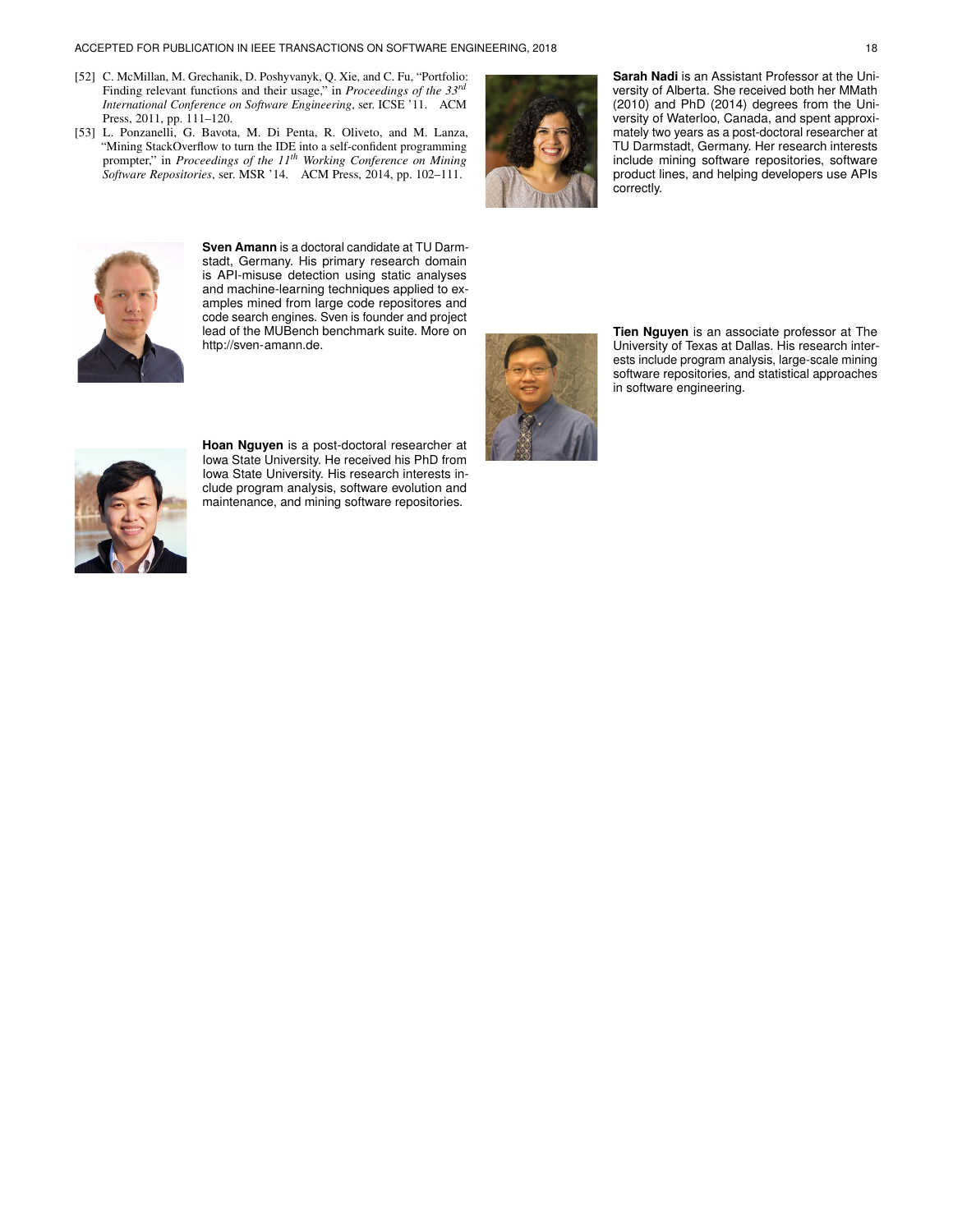[52] C. McMillan, M. Grechanik, D. Poshyvanyk, Q. Xie, and C. Fu, "Portfolio: Finding relevant functions and their usage," in *Proceedings of the 33rd International Conference on Software Engineering*, ser. ICSE '11. ACM Press, 2011, pp. 111–120.

[53] L. Ponzanelli, G. Bavota, M. Di Penta, R. Oliveto, and M. Lanza, "Mining StackOverflow to turn the IDE into a self-confident programming prompter," in *Proceedings of the 11th Working Conference on Mining Software Repositories*, ser. MSR '14. ACM Press, 2014, pp. 102–111.

**Sven Amann** is a doctoral candidate at TU Darmstadt, Germany. His primary research domain is API-misuse detection using static analyses and machine-learning techniques applied to examples mined from large code repositores and code search engines. Sven is founder and project lead of the MUBench benchmark suite. More on http://sven-amann.de.

**Hoan Nguyen** is a post-doctoral researcher at Iowa State University. He received his PhD from Iowa State University. His research interests include program analysis, software evolution and maintenance, and mining software repositories.

**Sarah Nadi** is an Assistant Professor at the University of Alberta. She received both her MMath (2010) and PhD (2014) degrees from the University of Waterloo, Canada, and spent approximately two years as a post-doctoral researcher at TU Darmstadt, Germany. Her research interests include mining software repositories, software product lines, and helping developers use APIs correctly.

**Tien Nguyen** is an associate professor at The University of Texas at Dallas. His research interests include program analysis, large-scale mining software repositories, and statistical approaches in software engineering.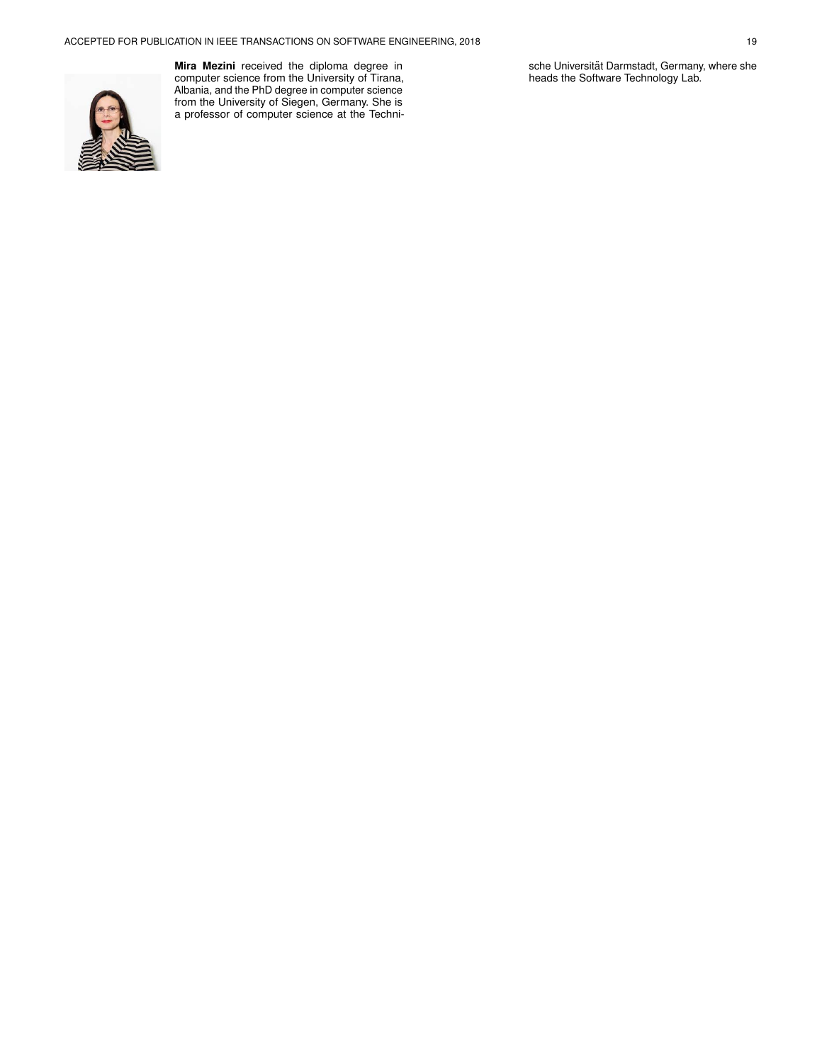**Mira Mezini** received the diploma degree in computer science from the University of Tirana, Albania, and the PhD degree in computer science from the University of Siegen, Germany. She is a professor of computer science at the Technische Universität Darmstadt, Germany, where she heads the Software Technology Lab.